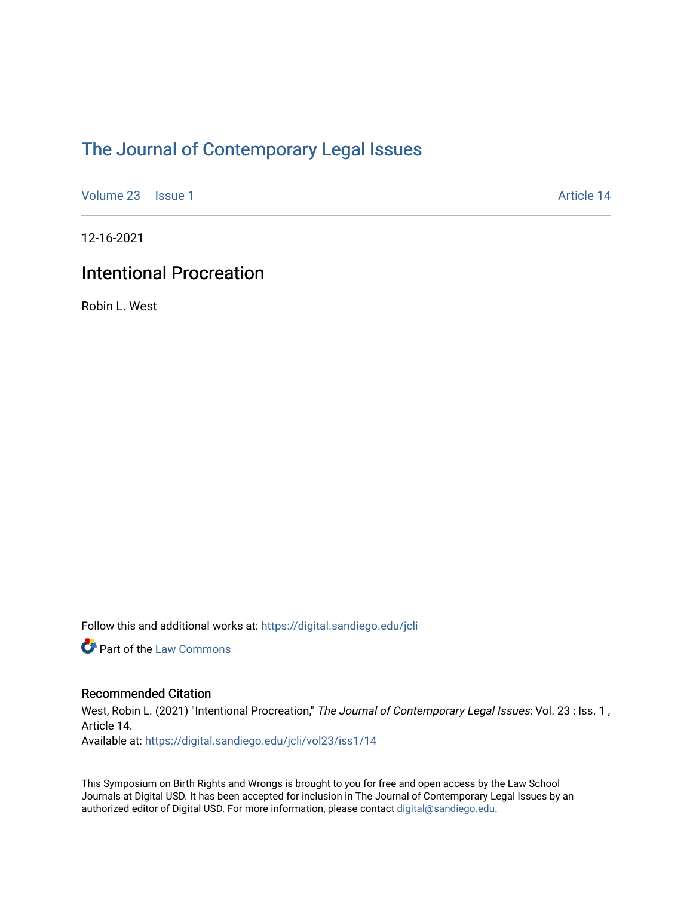# The Journal of Contemporary Legal Issues

Volume 23 | Issue 1 Article 14

12-16-2021

## Intentional Procreation

Robin L. West

Follow this and additional works at: https://digital.sandiego.edu/jcli

Part of the Law Commons

### Recommended Citation

West, Robin L. (2021) "Intentional Procreation," *The Journal of Contemporary Legal Issues*: Vol. 23 : Iss. 1 , Article 14.
Available at: https://digital.sandiego.edu/jcli/vol23/iss1/14

This Symposium on Birth Rights and Wrongs is brought to you for free and open access by the Law School Journals at Digital USD. It has been accepted for inclusion in The Journal of Contemporary Legal Issues by an authorized editor of Digital USD. For more information, please contact digital@sandiego.edu.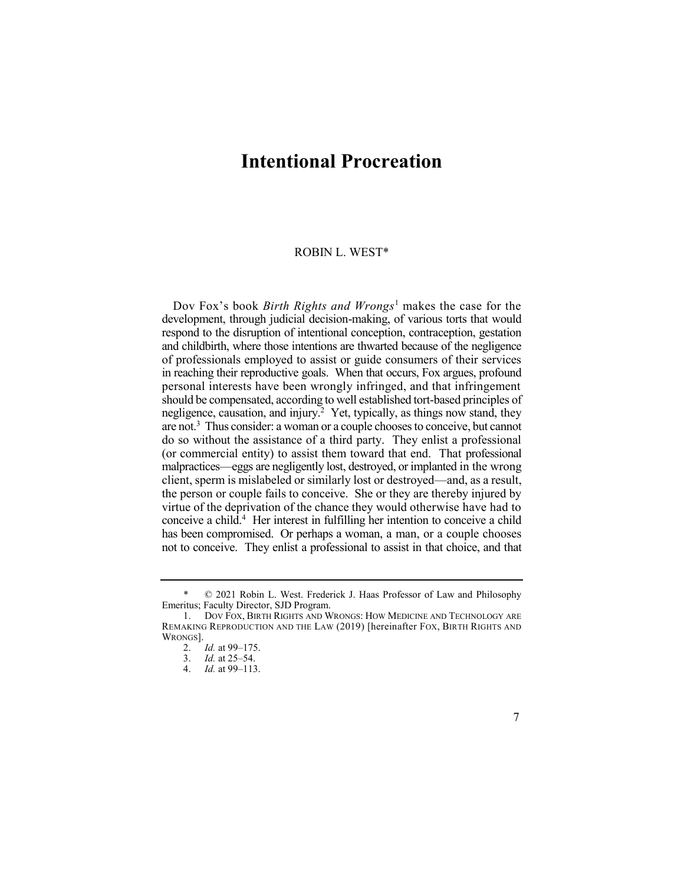# Intentional Procreation

ROBIN L. WEST*

Dov Fox's book *Birth Rights and Wrongs*[1] makes the case for the development, through judicial decision-making, of various torts that would respond to the disruption of intentional conception, contraception, gestation and childbirth, where those intentions are thwarted because of the negligence of professionals employed to assist or guide consumers of their services in reaching their reproductive goals. When that occurs, Fox argues, profound personal interests have been wrongly infringed, and that infringement should be compensated, according to well established tort-based principles of negligence, causation, and injury.[2] Yet, typically, as things now stand, they are not.[3] Thus consider: a woman or a couple chooses to conceive, but cannot do so without the assistance of a third party. They enlist a professional (or commercial entity) to assist them toward that end. That professional malpractices—eggs are negligently lost, destroyed, or implanted in the wrong client, sperm is mislabeled or similarly lost or destroyed—and, as a result, the person or couple fails to conceive. She or they are thereby injured by virtue of the deprivation of the chance they would otherwise have had to conceive a child.[4] Her interest in fulfilling her intention to conceive a child has been compromised. Or perhaps a woman, a man, or a couple chooses not to conceive. They enlist a professional to assist in that choice, and that

---

\* © 2021 Robin L. West. Frederick J. Haas Professor of Law and Philosophy Emeritus; Faculty Director, SJD Program.

1. DOV FOX, BIRTH RIGHTS AND WRONGS: HOW MEDICINE AND TECHNOLOGY ARE REMAKING REPRODUCTION AND THE LAW (2019) [hereinafter FOX, BIRTH RIGHTS AND WRONGS].

2. *Id.* at 99–175.

3. *Id.* at 25–54.

4. *Id.* at 99–113.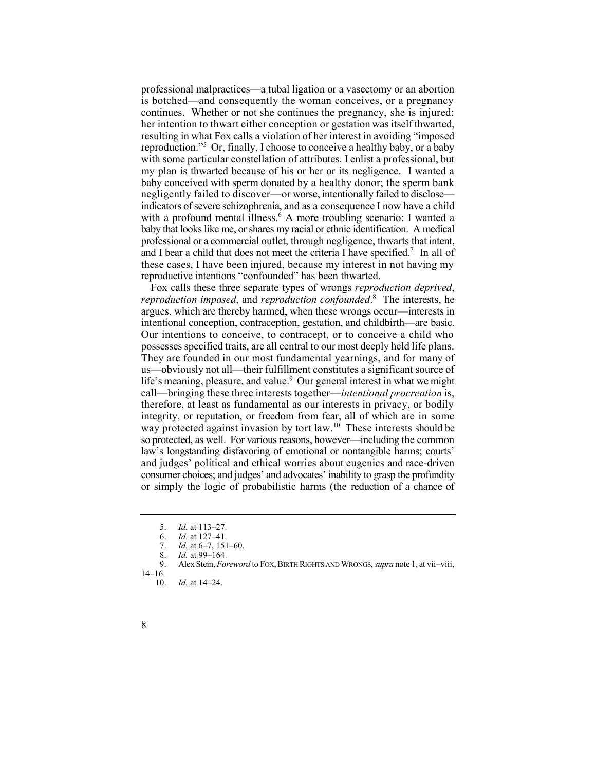professional malpractices—a tubal ligation or a vasectomy or an abortion is botched—and consequently the woman conceives, or a pregnancy continues. Whether or not she continues the pregnancy, she is injured: her intention to thwart either conception or gestation was itself thwarted, resulting in what Fox calls a violation of her interest in avoiding "imposed reproduction."[5] Or, finally, I choose to conceive a healthy baby, or a baby with some particular constellation of attributes. I enlist a professional, but my plan is thwarted because of his or her or its negligence. I wanted a baby conceived with sperm donated by a healthy donor; the sperm bank negligently failed to discover—or worse, intentionally failed to disclose—indicators of severe schizophrenia, and as a consequence I now have a child with a profound mental illness.[6] A more troubling scenario: I wanted a baby that looks like me, or shares my racial or ethnic identification. A medical professional or a commercial outlet, through negligence, thwarts that intent, and I bear a child that does not meet the criteria I have specified.[7] In all of these cases, I have been injured, because my interest in not having my reproductive intentions "confounded" has been thwarted.

Fox calls these three separate types of wrongs *reproduction deprived*, *reproduction imposed*, and *reproduction confounded*.[8] The interests, he argues, which are thereby harmed, when these wrongs occur—interests in intentional conception, contraception, gestation, and childbirth—are basic. Our intentions to conceive, to contracept, or to conceive a child who possesses specified traits, are all central to our most deeply held life plans. They are founded in our most fundamental yearnings, and for many of us—obviously not all—their fulfillment constitutes a significant source of life's meaning, pleasure, and value.[9] Our general interest in what we might call—bringing these three interests together—*intentional procreation* is, therefore, at least as fundamental as our interests in privacy, or bodily integrity, or reputation, or freedom from fear, all of which are in some way protected against invasion by tort law.[10] These interests should be so protected, as well. For various reasons, however—including the common law's longstanding disfavoring of emotional or nontangible harms; courts' and judges' political and ethical worries about eugenics and race-driven consumer choices; and judges' and advocates' inability to grasp the profundity or simply the logic of probabilistic harms (the reduction of a chance of

---

5. *Id.* at 113–27.
6. *Id.* at 127–41.
7. *Id.* at 6–7, 151–60.
8. *Id.* at 99–164.
9. Alex Stein, *Foreword* to FOX, BIRTH RIGHTS AND WRONGS, *supra* note 1, at vii–viii, 14–16.
10. *Id.* at 14–24.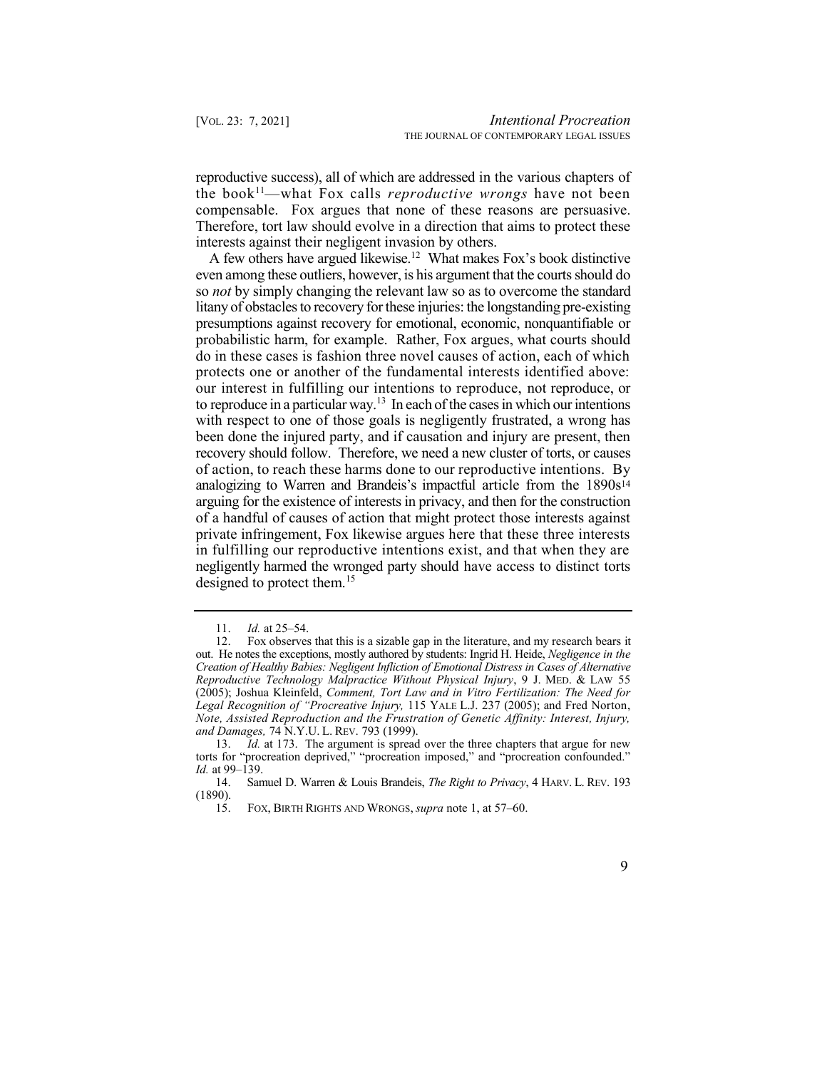reproductive success), all of which are addressed in the various chapters of the book[11]—what Fox calls *reproductive wrongs* have not been compensable. Fox argues that none of these reasons are persuasive. Therefore, tort law should evolve in a direction that aims to protect these interests against their negligent invasion by others.

A few others have argued likewise.[12] What makes Fox's book distinctive even among these outliers, however, is his argument that the courts should do so *not* by simply changing the relevant law so as to overcome the standard litany of obstacles to recovery for these injuries: the longstanding pre-existing presumptions against recovery for emotional, economic, nonquantifiable or probabilistic harm, for example. Rather, Fox argues, what courts should do in these cases is fashion three novel causes of action, each of which protects one or another of the fundamental interests identified above: our interest in fulfilling our intentions to reproduce, not reproduce, or to reproduce in a particular way.[13] In each of the cases in which our intentions with respect to one of those goals is negligently frustrated, a wrong has been done the injured party, and if causation and injury are present, then recovery should follow. Therefore, we need a new cluster of torts, or causes of action, to reach these harms done to our reproductive intentions. By analogizing to Warren and Brandeis's impactful article from the 1890s[14] arguing for the existence of interests in privacy, and then for the construction of a handful of causes of action that might protect those interests against private infringement, Fox likewise argues here that these three interests in fulfilling our reproductive intentions exist, and that when they are negligently harmed the wronged party should have access to distinct torts designed to protect them.[15]

---

11. *Id.* at 25–54.

12. Fox observes that this is a sizable gap in the literature, and my research bears it out. He notes the exceptions, mostly authored by students: Ingrid H. Heide, *Negligence in the Creation of Healthy Babies: Negligent Infliction of Emotional Distress in Cases of Alternative Reproductive Technology Malpractice Without Physical Injury*, 9 J. MED. & LAW 55 (2005); Joshua Kleinfeld, *Comment, Tort Law and in Vitro Fertilization: The Need for Legal Recognition of "Procreative Injury,* 115 YALE L.J. 237 (2005); and Fred Norton, *Note, Assisted Reproduction and the Frustration of Genetic Affinity: Interest, Injury, and Damages,* 74 N.Y.U. L. REV. 793 (1999).

13. *Id.* at 173. The argument is spread over the three chapters that argue for new torts for "procreation deprived," "procreation imposed," and "procreation confounded." *Id.* at 99–139.

14. Samuel D. Warren & Louis Brandeis, *The Right to Privacy*, 4 HARV. L. REV. 193 (1890).

15. FOX, BIRTH RIGHTS AND WRONGS, *supra* note 1, at 57–60.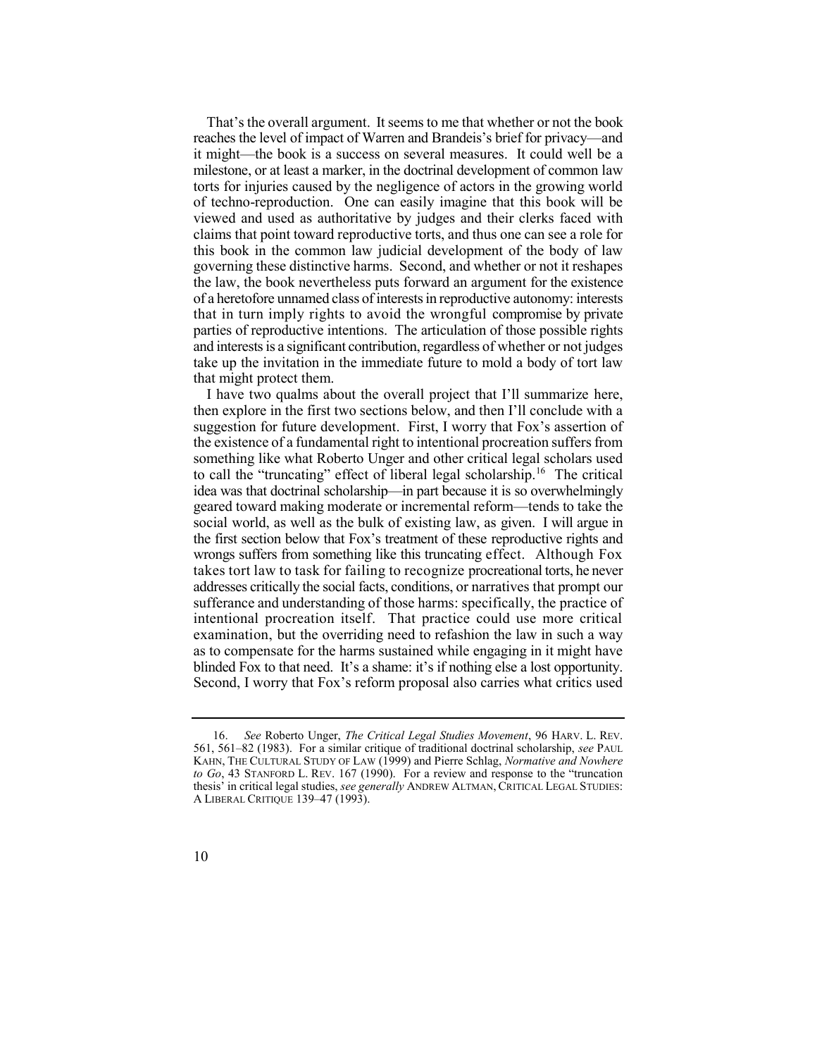That's the overall argument. It seems to me that whether or not the book reaches the level of impact of Warren and Brandeis's brief for privacy—and it might—the book is a success on several measures. It could well be a milestone, or at least a marker, in the doctrinal development of common law torts for injuries caused by the negligence of actors in the growing world of techno-reproduction. One can easily imagine that this book will be viewed and used as authoritative by judges and their clerks faced with claims that point toward reproductive torts, and thus one can see a role for this book in the common law judicial development of the body of law governing these distinctive harms. Second, and whether or not it reshapes the law, the book nevertheless puts forward an argument for the existence of a heretofore unnamed class of interests in reproductive autonomy: interests that in turn imply rights to avoid the wrongful compromise by private parties of reproductive intentions. The articulation of those possible rights and interests is a significant contribution, regardless of whether or not judges take up the invitation in the immediate future to mold a body of tort law that might protect them.

I have two qualms about the overall project that I'll summarize here, then explore in the first two sections below, and then I'll conclude with a suggestion for future development. First, I worry that Fox's assertion of the existence of a fundamental right to intentional procreation suffers from something like what Roberto Unger and other critical legal scholars used to call the "truncating" effect of liberal legal scholarship.[16] The critical idea was that doctrinal scholarship—in part because it is so overwhelmingly geared toward making moderate or incremental reform—tends to take the social world, as well as the bulk of existing law, as given. I will argue in the first section below that Fox's treatment of these reproductive rights and wrongs suffers from something like this truncating effect. Although Fox takes tort law to task for failing to recognize procreational torts, he never addresses critically the social facts, conditions, or narratives that prompt our sufferance and understanding of those harms: specifically, the practice of intentional procreation itself. That practice could use more critical examination, but the overriding need to refashion the law in such a way as to compensate for the harms sustained while engaging in it might have blinded Fox to that need. It's a shame: it's if nothing else a lost opportunity. Second, I worry that Fox's reform proposal also carries what critics used

---

16. *See* Roberto Unger, *The Critical Legal Studies Movement*, 96 HARV. L. REV. 561, 561–82 (1983). For a similar critique of traditional doctrinal scholarship, *see* PAUL KAHN, THE CULTURAL STUDY OF LAW (1999) and Pierre Schlag, *Normative and Nowhere to Go*, 43 STANFORD L. REV. 167 (1990). For a review and response to the "truncation thesis' in critical legal studies, *see generally* ANDREW ALTMAN, CRITICAL LEGAL STUDIES: A LIBERAL CRITIQUE 139–47 (1993).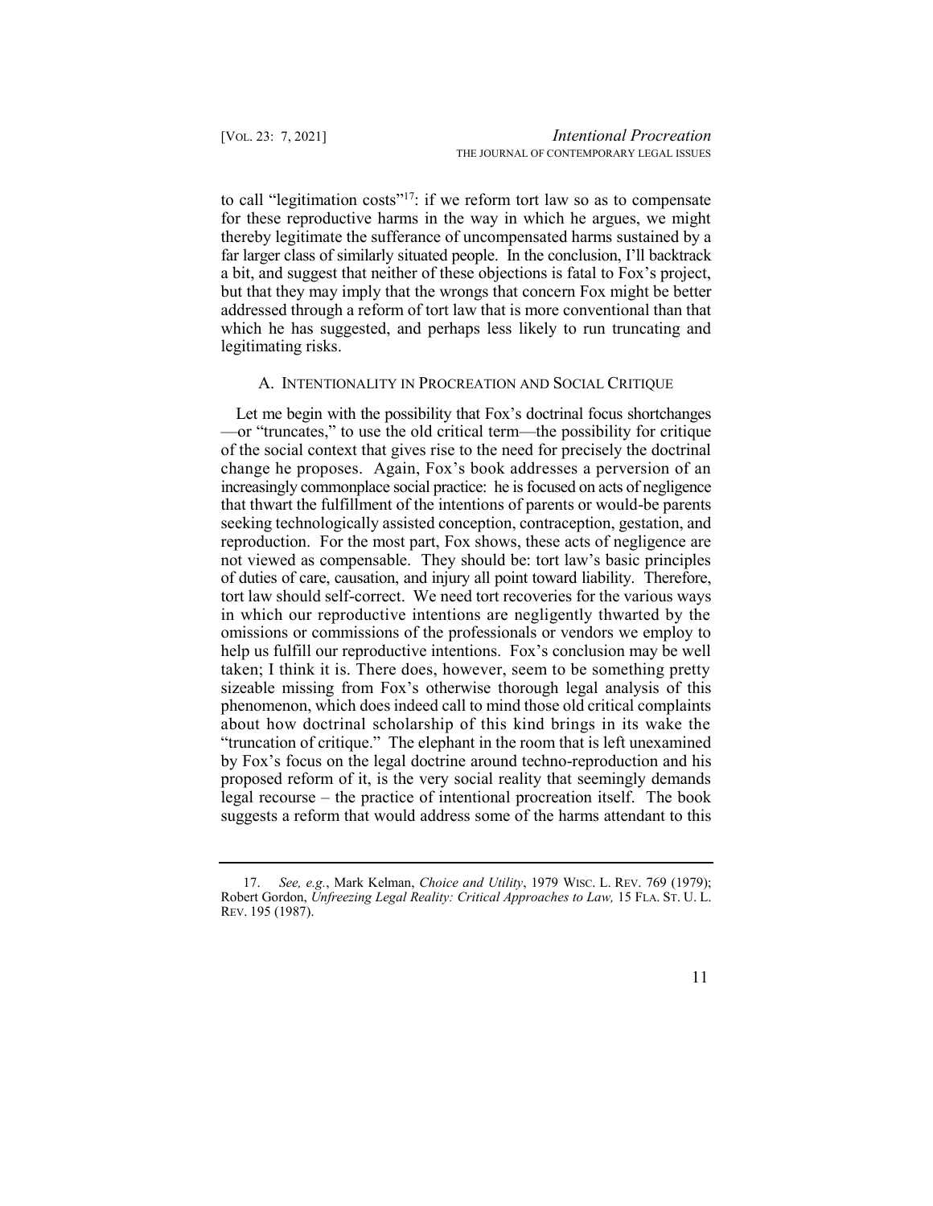to call "legitimation costs"[17]: if we reform tort law so as to compensate for these reproductive harms in the way in which he argues, we might thereby legitimate the sufferance of uncompensated harms sustained by a far larger class of similarly situated people. In the conclusion, I'll backtrack a bit, and suggest that neither of these objections is fatal to Fox's project, but that they may imply that the wrongs that concern Fox might be better addressed through a reform of tort law that is more conventional than that which he has suggested, and perhaps less likely to run truncating and legitimating risks.

### A. INTENTIONALITY IN PROCREATION AND SOCIAL CRITIQUE

Let me begin with the possibility that Fox's doctrinal focus shortchanges —or "truncates," to use the old critical term—the possibility for critique of the social context that gives rise to the need for precisely the doctrinal change he proposes. Again, Fox's book addresses a perversion of an increasingly commonplace social practice: he is focused on acts of negligence that thwart the fulfillment of the intentions of parents or would-be parents seeking technologically assisted conception, contraception, gestation, and reproduction. For the most part, Fox shows, these acts of negligence are not viewed as compensable. They should be: tort law's basic principles of duties of care, causation, and injury all point toward liability. Therefore, tort law should self-correct. We need tort recoveries for the various ways in which our reproductive intentions are negligently thwarted by the omissions or commissions of the professionals or vendors we employ to help us fulfill our reproductive intentions. Fox's conclusion may be well taken; I think it is. There does, however, seem to be something pretty sizeable missing from Fox's otherwise thorough legal analysis of this phenomenon, which does indeed call to mind those old critical complaints about how doctrinal scholarship of this kind brings in its wake the "truncation of critique." The elephant in the room that is left unexamined by Fox's focus on the legal doctrine around techno-reproduction and his proposed reform of it, is the very social reality that seemingly demands legal recourse – the practice of intentional procreation itself. The book suggests a reform that would address some of the harms attendant to this

---

17. *See, e.g.*, Mark Kelman, *Choice and Utility*, 1979 WISC. L. REV. 769 (1979); Robert Gordon, *Unfreezing Legal Reality: Critical Approaches to Law,* 15 FLA. ST. U. L. REV. 195 (1987).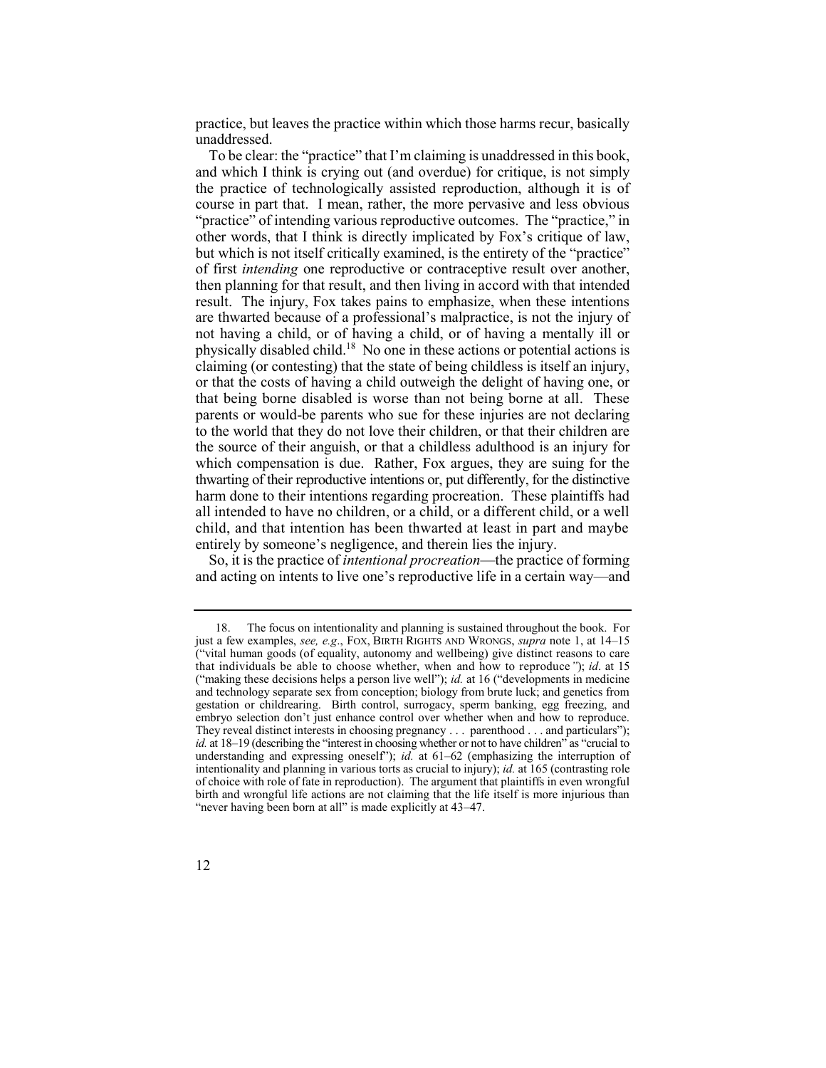practice, but leaves the practice within which those harms recur, basically unaddressed.

To be clear: the "practice" that I'm claiming is unaddressed in this book, and which I think is crying out (and overdue) for critique, is not simply the practice of technologically assisted reproduction, although it is of course in part that. I mean, rather, the more pervasive and less obvious "practice" of intending various reproductive outcomes. The "practice," in other words, that I think is directly implicated by Fox's critique of law, but which is not itself critically examined, is the entirety of the "practice" of first *intending* one reproductive or contraceptive result over another, then planning for that result, and then living in accord with that intended result. The injury, Fox takes pains to emphasize, when these intentions are thwarted because of a professional's malpractice, is not the injury of not having a child, or of having a child, or of having a mentally ill or physically disabled child.[18] No one in these actions or potential actions is claiming (or contesting) that the state of being childless is itself an injury, or that the costs of having a child outweigh the delight of having one, or that being borne disabled is worse than not being borne at all. These parents or would-be parents who sue for these injuries are not declaring to the world that they do not love their children, or that their children are the source of their anguish, or that a childless adulthood is an injury for which compensation is due. Rather, Fox argues, they are suing for the thwarting of their reproductive intentions or, put differently, for the distinctive harm done to their intentions regarding procreation. These plaintiffs had all intended to have no children, or a child, or a different child, or a well child, and that intention has been thwarted at least in part and maybe entirely by someone's negligence, and therein lies the injury.

So, it is the practice of *intentional procreation*—the practice of forming and acting on intents to live one's reproductive life in a certain way—and

---

18. The focus on intentionality and planning is sustained throughout the book. For just a few examples, *see, e.g*., FOX, BIRTH RIGHTS AND WRONGS, *supra* note 1, at 14–15 ("vital human goods (of equality, autonomy and wellbeing) give distinct reasons to care that individuals be able to choose whether, when and how to reproduce*"*); *id*. at 15 ("making these decisions helps a person live well"); *id.* at 16 ("developments in medicine and technology separate sex from conception; biology from brute luck; and genetics from gestation or childrearing. Birth control, surrogacy, sperm banking, egg freezing, and embryo selection don't just enhance control over whether when and how to reproduce. They reveal distinct interests in choosing pregnancy . . . parenthood . . . and particulars"); *id.* at 18–19 (describing the "interest in choosing whether or not to have children" as "crucial to understanding and expressing oneself"); *id.* at 61–62 (emphasizing the interruption of intentionality and planning in various torts as crucial to injury); *id.* at 165 (contrasting role of choice with role of fate in reproduction). The argument that plaintiffs in even wrongful birth and wrongful life actions are not claiming that the life itself is more injurious than "never having been born at all" is made explicitly at 43–47.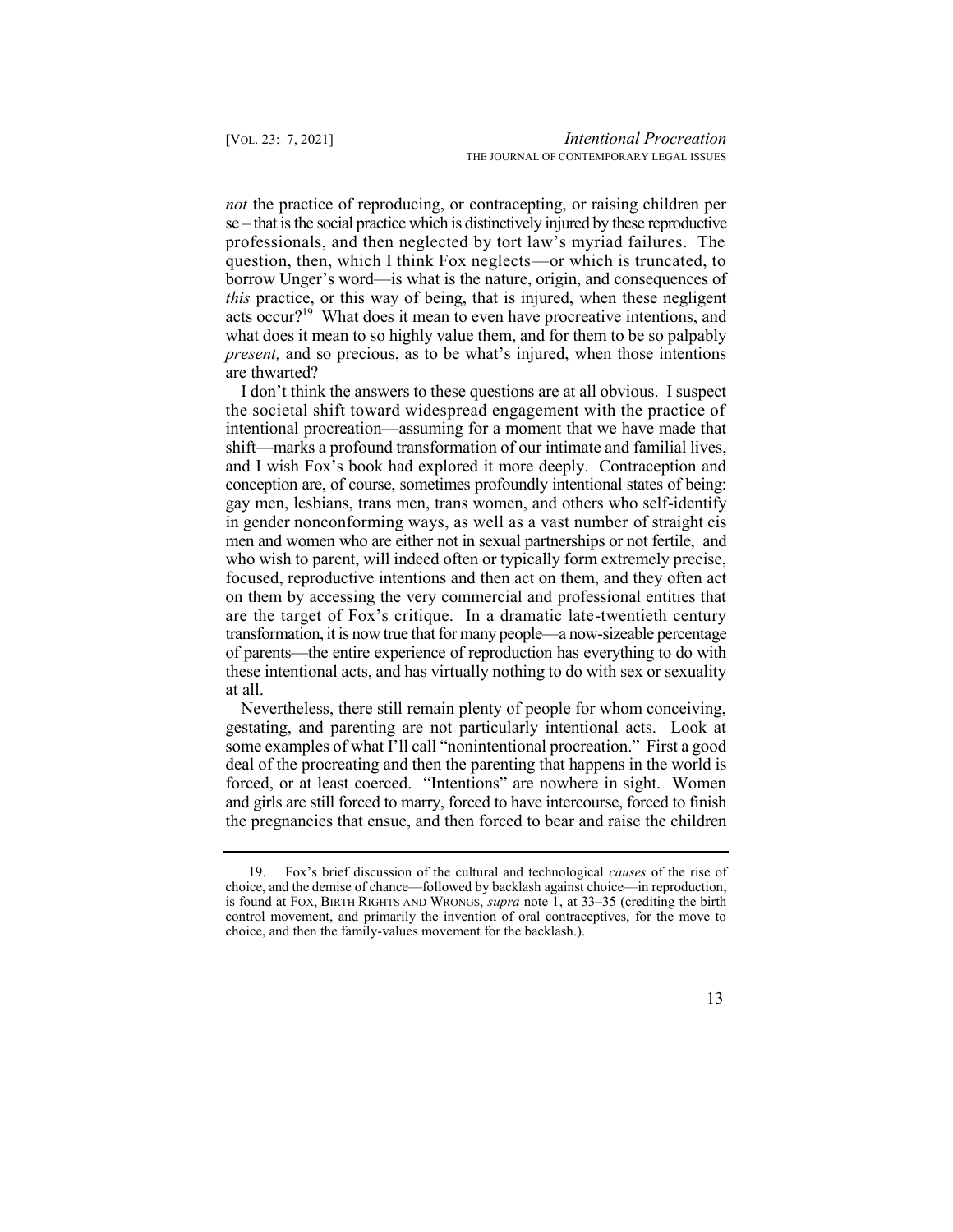*not* the practice of reproducing, or contracepting, or raising children per se – that is the social practice which is distinctively injured by these reproductive professionals, and then neglected by tort law's myriad failures. The question, then, which I think Fox neglects—or which is truncated, to borrow Unger's word—is what is the nature, origin, and consequences of *this* practice, or this way of being, that is injured, when these negligent acts occur?[19] What does it mean to even have procreative intentions, and what does it mean to so highly value them, and for them to be so palpably *present,* and so precious, as to be what's injured, when those intentions are thwarted?

I don't think the answers to these questions are at all obvious. I suspect the societal shift toward widespread engagement with the practice of intentional procreation—assuming for a moment that we have made that shift—marks a profound transformation of our intimate and familial lives, and I wish Fox's book had explored it more deeply. Contraception and conception are, of course, sometimes profoundly intentional states of being: gay men, lesbians, trans men, trans women, and others who self-identify in gender nonconforming ways, as well as a vast number of straight cis men and women who are either not in sexual partnerships or not fertile, and who wish to parent, will indeed often or typically form extremely precise, focused, reproductive intentions and then act on them, and they often act on them by accessing the very commercial and professional entities that are the target of Fox's critique. In a dramatic late-twentieth century transformation, it is now true that for many people—a now-sizeable percentage of parents—the entire experience of reproduction has everything to do with these intentional acts, and has virtually nothing to do with sex or sexuality at all.

Nevertheless, there still remain plenty of people for whom conceiving, gestating, and parenting are not particularly intentional acts. Look at some examples of what I'll call "nonintentional procreation." First a good deal of the procreating and then the parenting that happens in the world is forced, or at least coerced. "Intentions" are nowhere in sight. Women and girls are still forced to marry, forced to have intercourse, forced to finish the pregnancies that ensue, and then forced to bear and raise the children

19. Fox's brief discussion of the cultural and technological *causes* of the rise of choice, and the demise of chance—followed by backlash against choice—in reproduction, is found at FOX, BIRTH RIGHTS AND WRONGS, *supra* note 1, at 33–35 (crediting the birth control movement, and primarily the invention of oral contraceptives, for the move to choice, and then the family-values movement for the backlash.).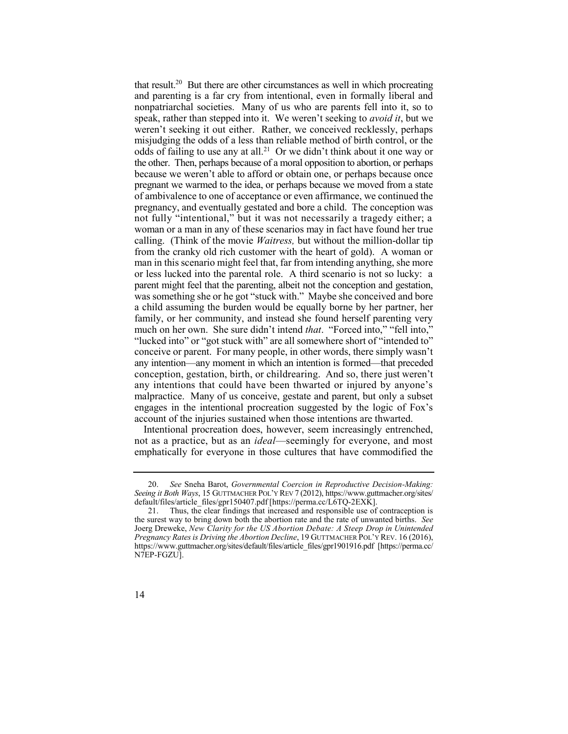that result.[20] But there are other circumstances as well in which procreating and parenting is a far cry from intentional, even in formally liberal and nonpatriarchal societies. Many of us who are parents fell into it, so to speak, rather than stepped into it. We weren't seeking to *avoid it*, but we weren't seeking it out either. Rather, we conceived recklessly, perhaps misjudging the odds of a less than reliable method of birth control, or the odds of failing to use any at all.[21] Or we didn't think about it one way or the other. Then, perhaps because of a moral opposition to abortion, or perhaps because we weren't able to afford or obtain one, or perhaps because once pregnant we warmed to the idea, or perhaps because we moved from a state of ambivalence to one of acceptance or even affirmance, we continued the pregnancy, and eventually gestated and bore a child. The conception was not fully "intentional," but it was not necessarily a tragedy either; a woman or a man in any of these scenarios may in fact have found her true calling. (Think of the movie *Waitress,* but without the million-dollar tip from the cranky old rich customer with the heart of gold). A woman or man in this scenario might feel that, far from intending anything, she more or less lucked into the parental role. A third scenario is not so lucky: a parent might feel that the parenting, albeit not the conception and gestation, was something she or he got "stuck with." Maybe she conceived and bore a child assuming the burden would be equally borne by her partner, her family, or her community, and instead she found herself parenting very much on her own. She sure didn't intend *that*. "Forced into," "fell into," "lucked into" or "got stuck with" are all somewhere short of "intended to" conceive or parent. For many people, in other words, there simply wasn't any intention—any moment in which an intention is formed—that preceded conception, gestation, birth, or childrearing. And so, there just weren't any intentions that could have been thwarted or injured by anyone's malpractice. Many of us conceive, gestate and parent, but only a subset engages in the intentional procreation suggested by the logic of Fox's account of the injuries sustained when those intentions are thwarted.

Intentional procreation does, however, seem increasingly entrenched, not as a practice, but as an *ideal*—seemingly for everyone, and most emphatically for everyone in those cultures that have commodified the

---

20. *See* Sneha Barot, *Governmental Coercion in Reproductive Decision-Making: Seeing it Both Ways*, 15 GUTTMACHER POL'Y REV 7 (2012), https://www.guttmacher.org/sites/default/files/article_files/gpr150407.pdf [https://perma.cc/L6TQ-2EXK].

21. Thus, the clear findings that increased and responsible use of contraception is the surest way to bring down both the abortion rate and the rate of unwanted births. *See* Joerg Dreweke, *New Clarity for the US Abortion Debate: A Steep Drop in Unintended Pregnancy Rates is Driving the Abortion Decline*, 19 GUTTMACHER POL'Y REV. 16 (2016), https://www.guttmacher.org/sites/default/files/article_files/gpr1901916.pdf [https://perma.cc/N7EP-FGZU].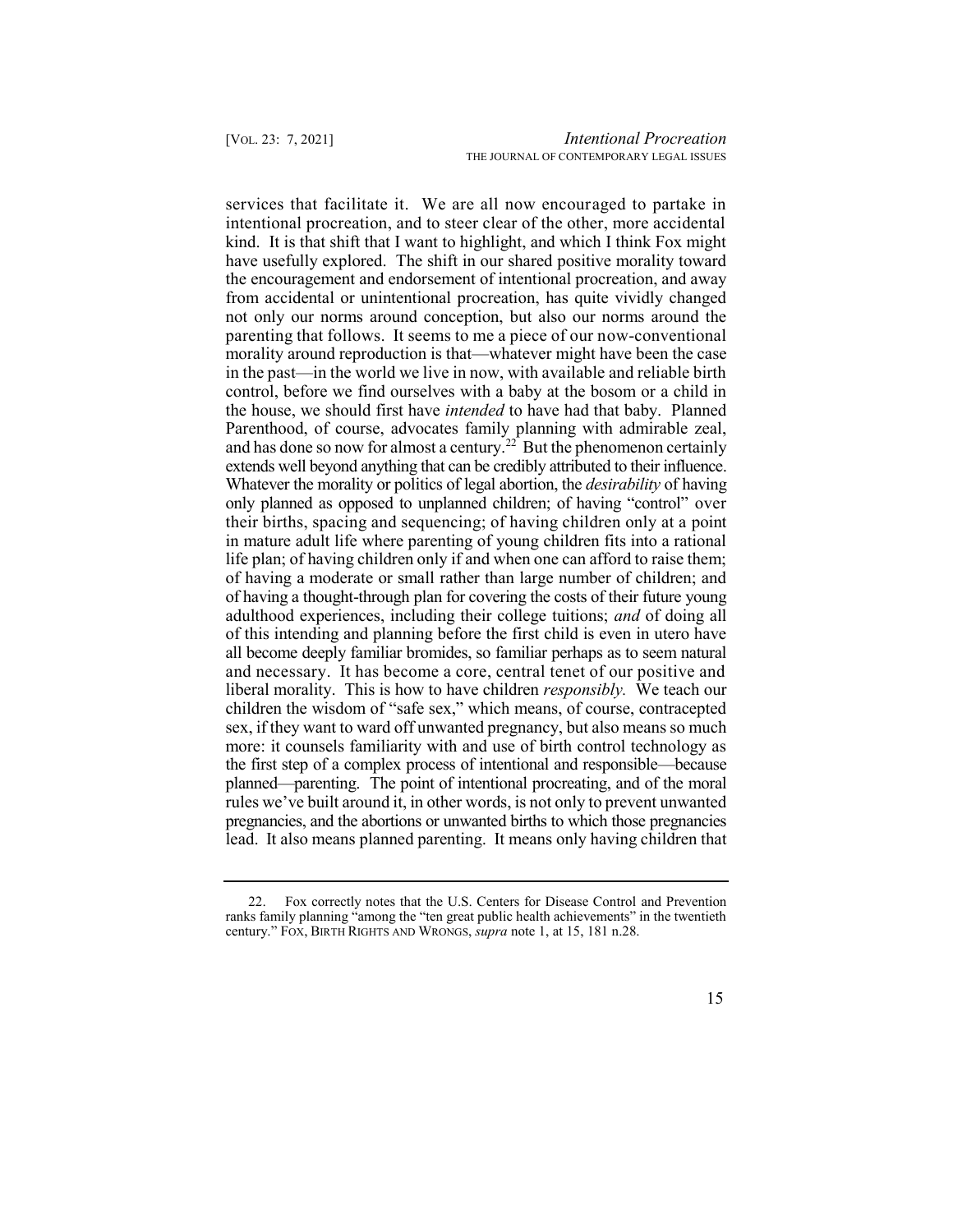services that facilitate it. We are all now encouraged to partake in intentional procreation, and to steer clear of the other, more accidental kind. It is that shift that I want to highlight, and which I think Fox might have usefully explored. The shift in our shared positive morality toward the encouragement and endorsement of intentional procreation, and away from accidental or unintentional procreation, has quite vividly changed not only our norms around conception, but also our norms around the parenting that follows. It seems to me a piece of our now-conventional morality around reproduction is that—whatever might have been the case in the past—in the world we live in now, with available and reliable birth control, before we find ourselves with a baby at the bosom or a child in the house, we should first have *intended* to have had that baby. Planned Parenthood, of course, advocates family planning with admirable zeal, and has done so now for almost a century.[22] But the phenomenon certainly extends well beyond anything that can be credibly attributed to their influence. Whatever the morality or politics of legal abortion, the *desirability* of having only planned as opposed to unplanned children; of having "control" over their births, spacing and sequencing; of having children only at a point in mature adult life where parenting of young children fits into a rational life plan; of having children only if and when one can afford to raise them; of having a moderate or small rather than large number of children; and of having a thought-through plan for covering the costs of their future young adulthood experiences, including their college tuitions; *and* of doing all of this intending and planning before the first child is even in utero have all become deeply familiar bromides, so familiar perhaps as to seem natural and necessary. It has become a core, central tenet of our positive and liberal morality. This is how to have children *responsibly.* We teach our children the wisdom of "safe sex," which means, of course, contracepted sex, if they want to ward off unwanted pregnancy, but also means so much more: it counsels familiarity with and use of birth control technology as the first step of a complex process of intentional and responsible—because planned—parenting. The point of intentional procreating, and of the moral rules we've built around it, in other words, is not only to prevent unwanted pregnancies, and the abortions or unwanted births to which those pregnancies lead. It also means planned parenting. It means only having children that

22. Fox correctly notes that the U.S. Centers for Disease Control and Prevention ranks family planning "among the "ten great public health achievements" in the twentieth century." FOX, BIRTH RIGHTS AND WRONGS, *supra* note 1, at 15, 181 n.28.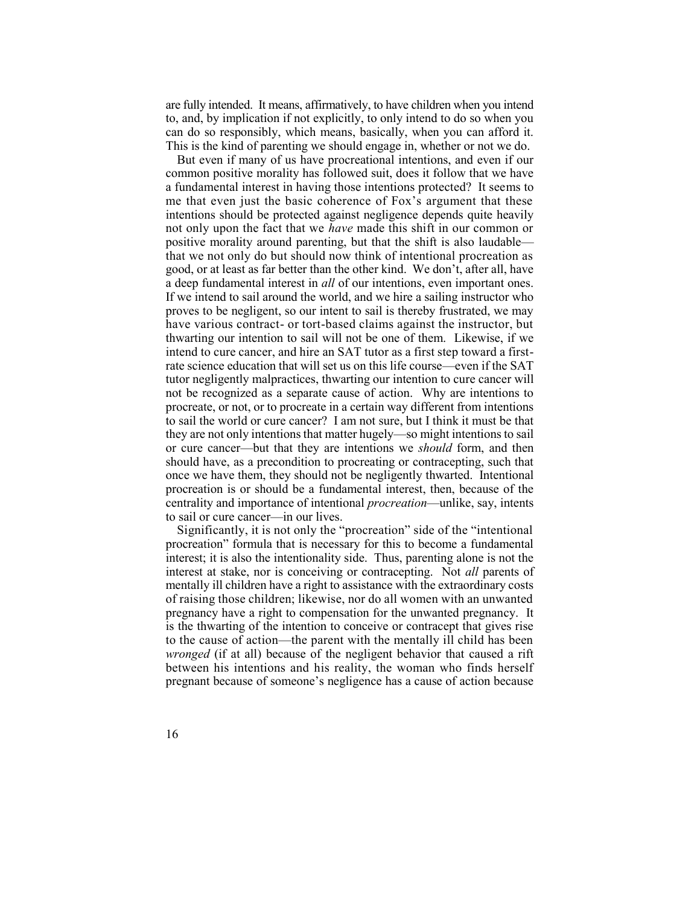are fully intended. It means, affirmatively, to have children when you intend to, and, by implication if not explicitly, to only intend to do so when you can do so responsibly, which means, basically, when you can afford it. This is the kind of parenting we should engage in, whether or not we do.

But even if many of us have procreational intentions, and even if our common positive morality has followed suit, does it follow that we have a fundamental interest in having those intentions protected? It seems to me that even just the basic coherence of Fox's argument that these intentions should be protected against negligence depends quite heavily not only upon the fact that we *have* made this shift in our common or positive morality around parenting, but that the shift is also laudable—that we not only do but should now think of intentional procreation as good, or at least as far better than the other kind. We don't, after all, have a deep fundamental interest in *all* of our intentions, even important ones. If we intend to sail around the world, and we hire a sailing instructor who proves to be negligent, so our intent to sail is thereby frustrated, we may have various contract- or tort-based claims against the instructor, but thwarting our intention to sail will not be one of them. Likewise, if we intend to cure cancer, and hire an SAT tutor as a first step toward a first-rate science education that will set us on this life course—even if the SAT tutor negligently malpractices, thwarting our intention to cure cancer will not be recognized as a separate cause of action. Why are intentions to procreate, or not, or to procreate in a certain way different from intentions to sail the world or cure cancer? I am not sure, but I think it must be that they are not only intentions that matter hugely—so might intentions to sail or cure cancer—but that they are intentions we *should* form, and then should have, as a precondition to procreating or contracepting, such that once we have them, they should not be negligently thwarted. Intentional procreation is or should be a fundamental interest, then, because of the centrality and importance of intentional *procreation*—unlike, say, intents to sail or cure cancer—in our lives.

Significantly, it is not only the "procreation" side of the "intentional procreation" formula that is necessary for this to become a fundamental interest; it is also the intentionality side. Thus, parenting alone is not the interest at stake, nor is conceiving or contracepting. Not *all* parents of mentally ill children have a right to assistance with the extraordinary costs of raising those children; likewise, nor do all women with an unwanted pregnancy have a right to compensation for the unwanted pregnancy. It is the thwarting of the intention to conceive or contracept that gives rise to the cause of action—the parent with the mentally ill child has been *wronged* (if at all) because of the negligent behavior that caused a rift between his intentions and his reality, the woman who finds herself pregnant because of someone's negligence has a cause of action because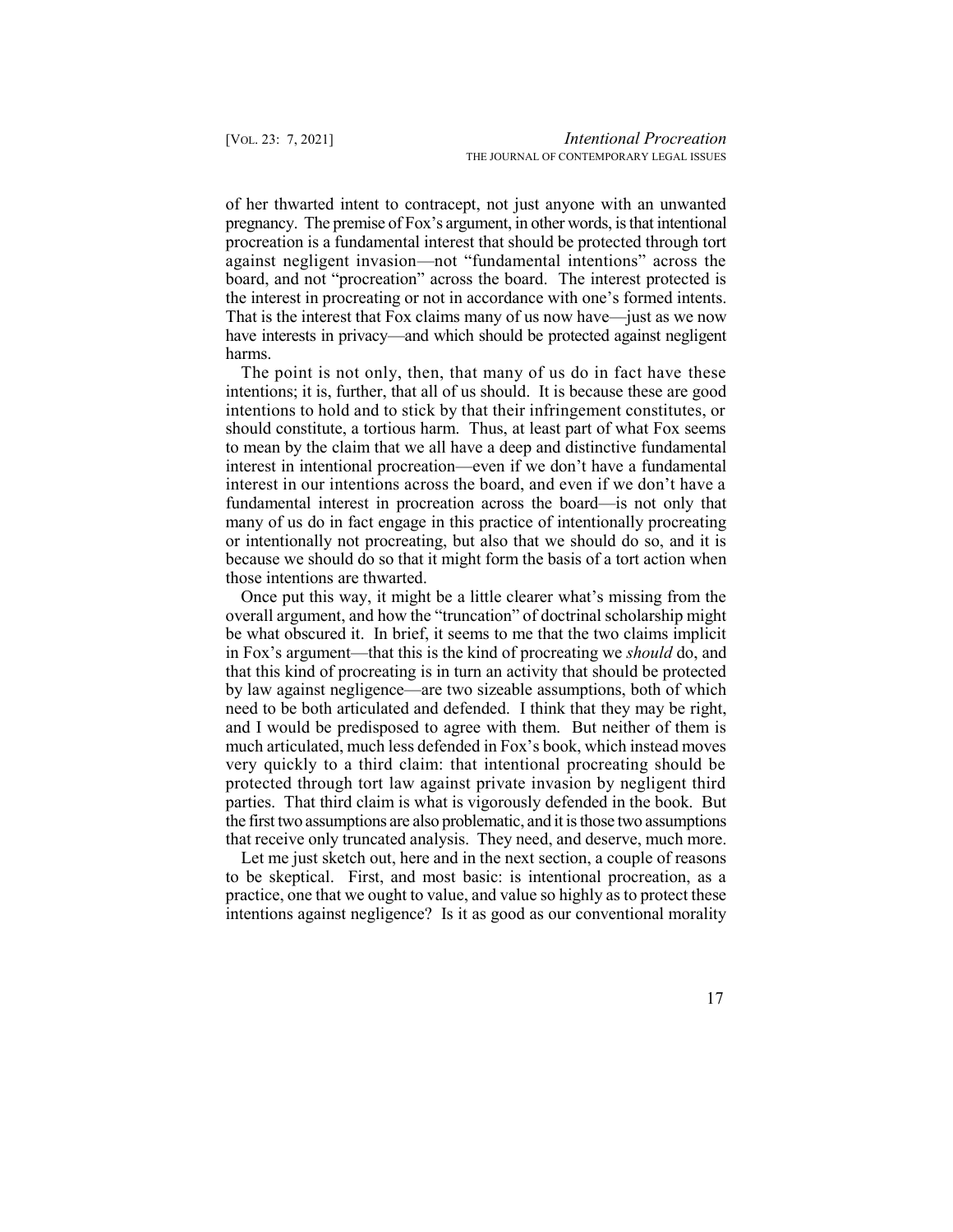of her thwarted intent to contracept, not just anyone with an unwanted pregnancy. The premise of Fox's argument, in other words, is that intentional procreation is a fundamental interest that should be protected through tort against negligent invasion—not "fundamental intentions" across the board, and not "procreation" across the board. The interest protected is the interest in procreating or not in accordance with one's formed intents. That is the interest that Fox claims many of us now have—just as we now have interests in privacy—and which should be protected against negligent harms.

The point is not only, then, that many of us do in fact have these intentions; it is, further, that all of us should. It is because these are good intentions to hold and to stick by that their infringement constitutes, or should constitute, a tortious harm. Thus, at least part of what Fox seems to mean by the claim that we all have a deep and distinctive fundamental interest in intentional procreation—even if we don't have a fundamental interest in our intentions across the board, and even if we don't have a fundamental interest in procreation across the board—is not only that many of us do in fact engage in this practice of intentionally procreating or intentionally not procreating, but also that we should do so, and it is because we should do so that it might form the basis of a tort action when those intentions are thwarted.

Once put this way, it might be a little clearer what's missing from the overall argument, and how the "truncation" of doctrinal scholarship might be what obscured it. In brief, it seems to me that the two claims implicit in Fox's argument—that this is the kind of procreating we *should* do, and that this kind of procreating is in turn an activity that should be protected by law against negligence—are two sizeable assumptions, both of which need to be both articulated and defended. I think that they may be right, and I would be predisposed to agree with them. But neither of them is much articulated, much less defended in Fox's book, which instead moves very quickly to a third claim: that intentional procreating should be protected through tort law against private invasion by negligent third parties. That third claim is what is vigorously defended in the book. But the first two assumptions are also problematic, and it is those two assumptions that receive only truncated analysis. They need, and deserve, much more.

Let me just sketch out, here and in the next section, a couple of reasons to be skeptical. First, and most basic: is intentional procreation, as a practice, one that we ought to value, and value so highly as to protect these intentions against negligence? Is it as good as our conventional morality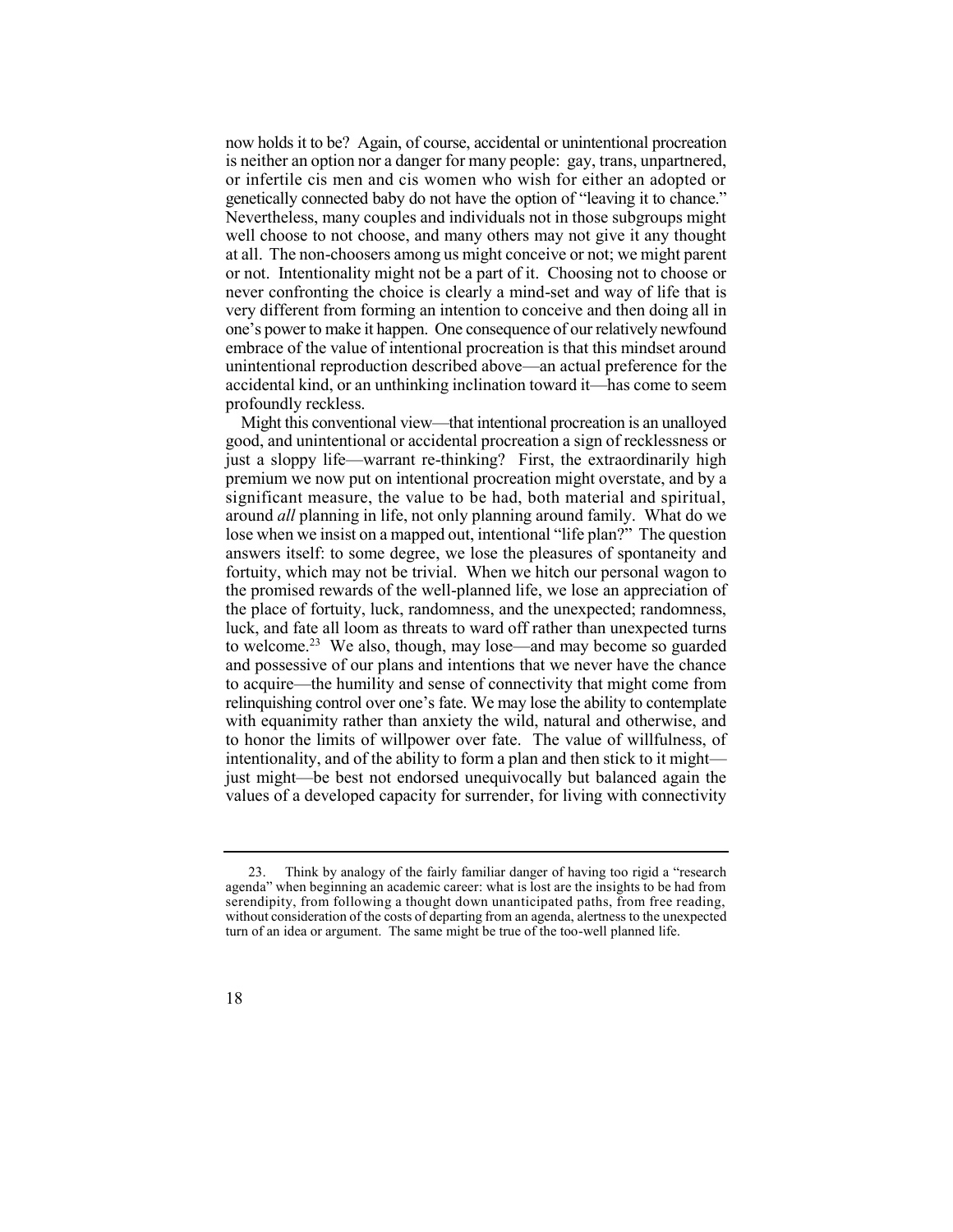now holds it to be? Again, of course, accidental or unintentional procreation is neither an option nor a danger for many people: gay, trans, unpartnered, or infertile cis men and cis women who wish for either an adopted or genetically connected baby do not have the option of "leaving it to chance." Nevertheless, many couples and individuals not in those subgroups might well choose to not choose, and many others may not give it any thought at all. The non-choosers among us might conceive or not; we might parent or not. Intentionality might not be a part of it. Choosing not to choose or never confronting the choice is clearly a mind-set and way of life that is very different from forming an intention to conceive and then doing all in one's power to make it happen. One consequence of our relatively newfound embrace of the value of intentional procreation is that this mindset around unintentional reproduction described above—an actual preference for the accidental kind, or an unthinking inclination toward it—has come to seem profoundly reckless.

Might this conventional view—that intentional procreation is an unalloyed good, and unintentional or accidental procreation a sign of recklessness or just a sloppy life—warrant re-thinking? First, the extraordinarily high premium we now put on intentional procreation might overstate, and by a significant measure, the value to be had, both material and spiritual, around *all* planning in life, not only planning around family. What do we lose when we insist on a mapped out, intentional "life plan?" The question answers itself: to some degree, we lose the pleasures of spontaneity and fortuity, which may not be trivial. When we hitch our personal wagon to the promised rewards of the well-planned life, we lose an appreciation of the place of fortuity, luck, randomness, and the unexpected; randomness, luck, and fate all loom as threats to ward off rather than unexpected turns to welcome.[23] We also, though, may lose—and may become so guarded and possessive of our plans and intentions that we never have the chance to acquire—the humility and sense of connectivity that might come from relinquishing control over one's fate. We may lose the ability to contemplate with equanimity rather than anxiety the wild, natural and otherwise, and to honor the limits of willpower over fate. The value of willfulness, of intentionality, and of the ability to form a plan and then stick to it might—just might—be best not endorsed unequivocally but balanced again the values of a developed capacity for surrender, for living with connectivity

---

23. Think by analogy of the fairly familiar danger of having too rigid a "research agenda" when beginning an academic career: what is lost are the insights to be had from serendipity, from following a thought down unanticipated paths, from free reading, without consideration of the costs of departing from an agenda, alertness to the unexpected turn of an idea or argument. The same might be true of the too-well planned life.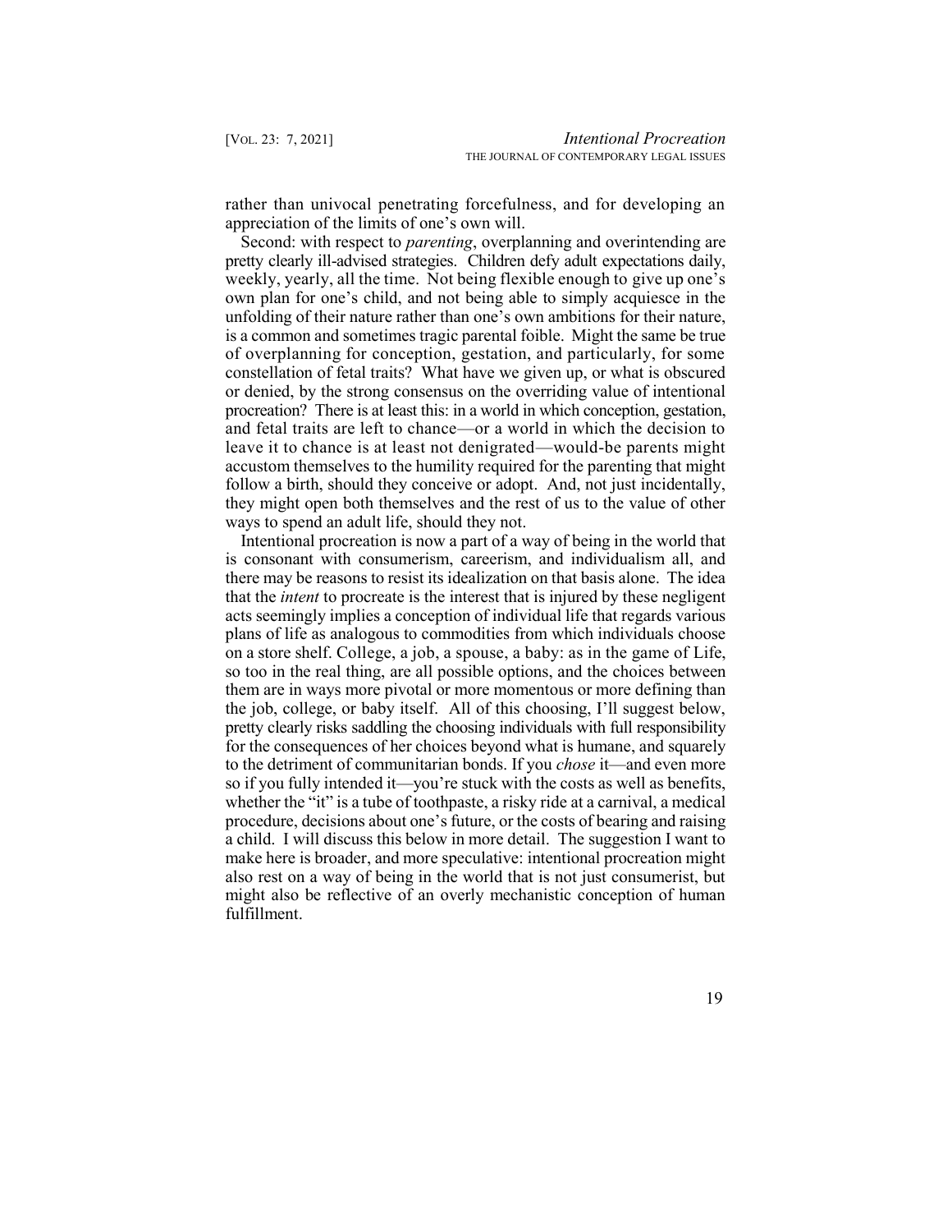rather than univocal penetrating forcefulness, and for developing an appreciation of the limits of one's own will.

Second: with respect to *parenting*, overplanning and overintending are pretty clearly ill-advised strategies. Children defy adult expectations daily, weekly, yearly, all the time. Not being flexible enough to give up one's own plan for one's child, and not being able to simply acquiesce in the unfolding of their nature rather than one's own ambitions for their nature, is a common and sometimes tragic parental foible. Might the same be true of overplanning for conception, gestation, and particularly, for some constellation of fetal traits? What have we given up, or what is obscured or denied, by the strong consensus on the overriding value of intentional procreation? There is at least this: in a world in which conception, gestation, and fetal traits are left to chance—or a world in which the decision to leave it to chance is at least not denigrated—would-be parents might accustom themselves to the humility required for the parenting that might follow a birth, should they conceive or adopt. And, not just incidentally, they might open both themselves and the rest of us to the value of other ways to spend an adult life, should they not.

Intentional procreation is now a part of a way of being in the world that is consonant with consumerism, careerism, and individualism all, and there may be reasons to resist its idealization on that basis alone. The idea that the *intent* to procreate is the interest that is injured by these negligent acts seemingly implies a conception of individual life that regards various plans of life as analogous to commodities from which individuals choose on a store shelf. College, a job, a spouse, a baby: as in the game of Life, so too in the real thing, are all possible options, and the choices between them are in ways more pivotal or more momentous or more defining than the job, college, or baby itself. All of this choosing, I'll suggest below, pretty clearly risks saddling the choosing individuals with full responsibility for the consequences of her choices beyond what is humane, and squarely to the detriment of communitarian bonds. If you *chose* it—and even more so if you fully intended it—you're stuck with the costs as well as benefits, whether the "it" is a tube of toothpaste, a risky ride at a carnival, a medical procedure, decisions about one's future, or the costs of bearing and raising a child. I will discuss this below in more detail. The suggestion I want to make here is broader, and more speculative: intentional procreation might also rest on a way of being in the world that is not just consumerist, but might also be reflective of an overly mechanistic conception of human fulfillment.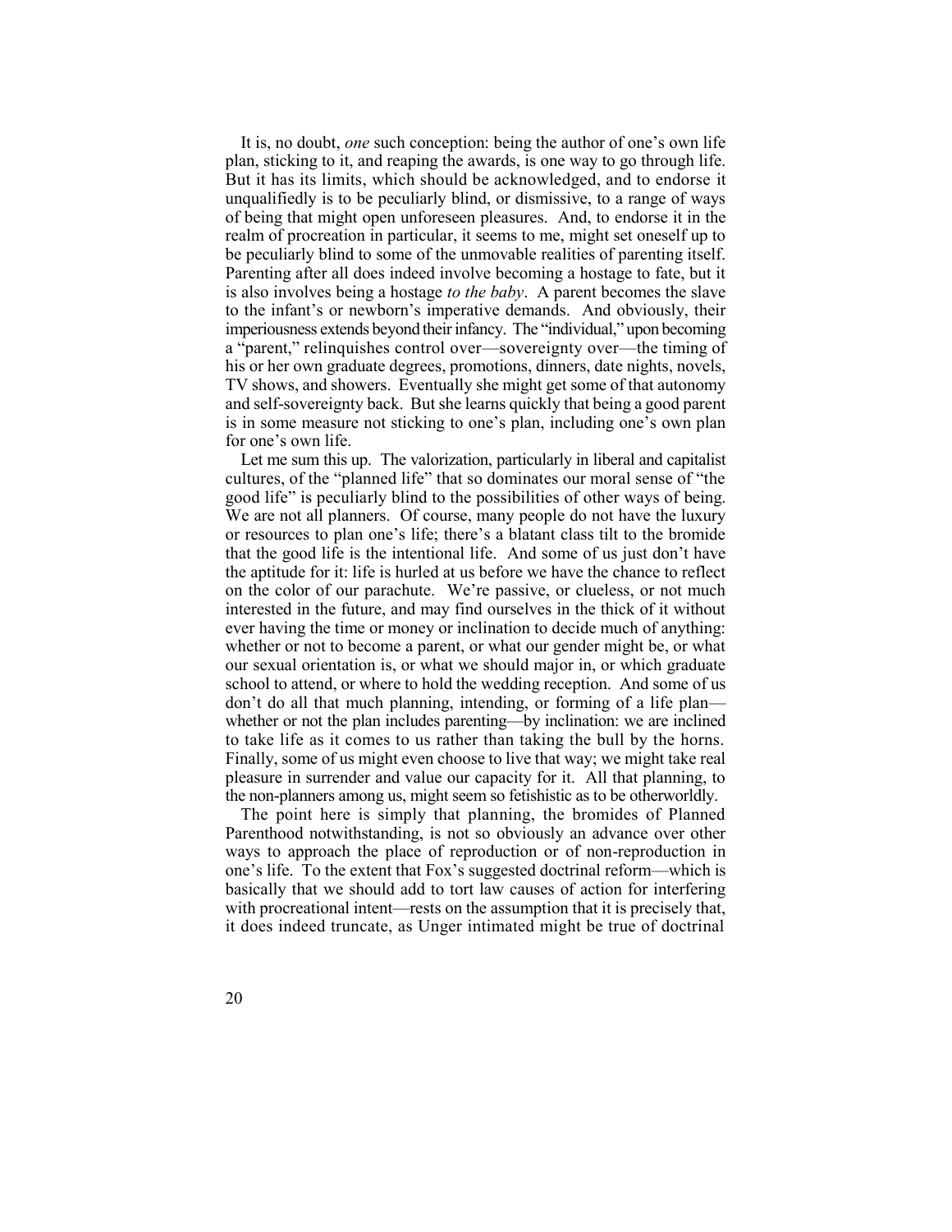It is, no doubt, *one* such conception: being the author of one's own life plan, sticking to it, and reaping the awards, is one way to go through life. But it has its limits, which should be acknowledged, and to endorse it unqualifiedly is to be peculiarly blind, or dismissive, to a range of ways of being that might open unforeseen pleasures. And, to endorse it in the realm of procreation in particular, it seems to me, might set oneself up to be peculiarly blind to some of the unmovable realities of parenting itself. Parenting after all does indeed involve becoming a hostage to fate, but it is also involves being a hostage *to the baby*. A parent becomes the slave to the infant's or newborn's imperative demands. And obviously, their imperiousness extends beyond their infancy. The "individual," upon becoming a "parent," relinquishes control over—sovereignty over—the timing of his or her own graduate degrees, promotions, dinners, date nights, novels, TV shows, and showers. Eventually she might get some of that autonomy and self-sovereignty back. But she learns quickly that being a good parent is in some measure not sticking to one's plan, including one's own plan for one's own life.

Let me sum this up. The valorization, particularly in liberal and capitalist cultures, of the "planned life" that so dominates our moral sense of "the good life" is peculiarly blind to the possibilities of other ways of being. We are not all planners. Of course, many people do not have the luxury or resources to plan one's life; there's a blatant class tilt to the bromide that the good life is the intentional life. And some of us just don't have the aptitude for it: life is hurled at us before we have the chance to reflect on the color of our parachute. We're passive, or clueless, or not much interested in the future, and may find ourselves in the thick of it without ever having the time or money or inclination to decide much of anything: whether or not to become a parent, or what our gender might be, or what our sexual orientation is, or what we should major in, or which graduate school to attend, or where to hold the wedding reception. And some of us don't do all that much planning, intending, or forming of a life plan—whether or not the plan includes parenting—by inclination: we are inclined to take life as it comes to us rather than taking the bull by the horns. Finally, some of us might even choose to live that way; we might take real pleasure in surrender and value our capacity for it. All that planning, to the non-planners among us, might seem so fetishistic as to be otherworldly.

The point here is simply that planning, the bromides of Planned Parenthood notwithstanding, is not so obviously an advance over other ways to approach the place of reproduction or of non-reproduction in one's life. To the extent that Fox's suggested doctrinal reform—which is basically that we should add to tort law causes of action for interfering with procreational intent—rests on the assumption that it is precisely that, it does indeed truncate, as Unger intimated might be true of doctrinal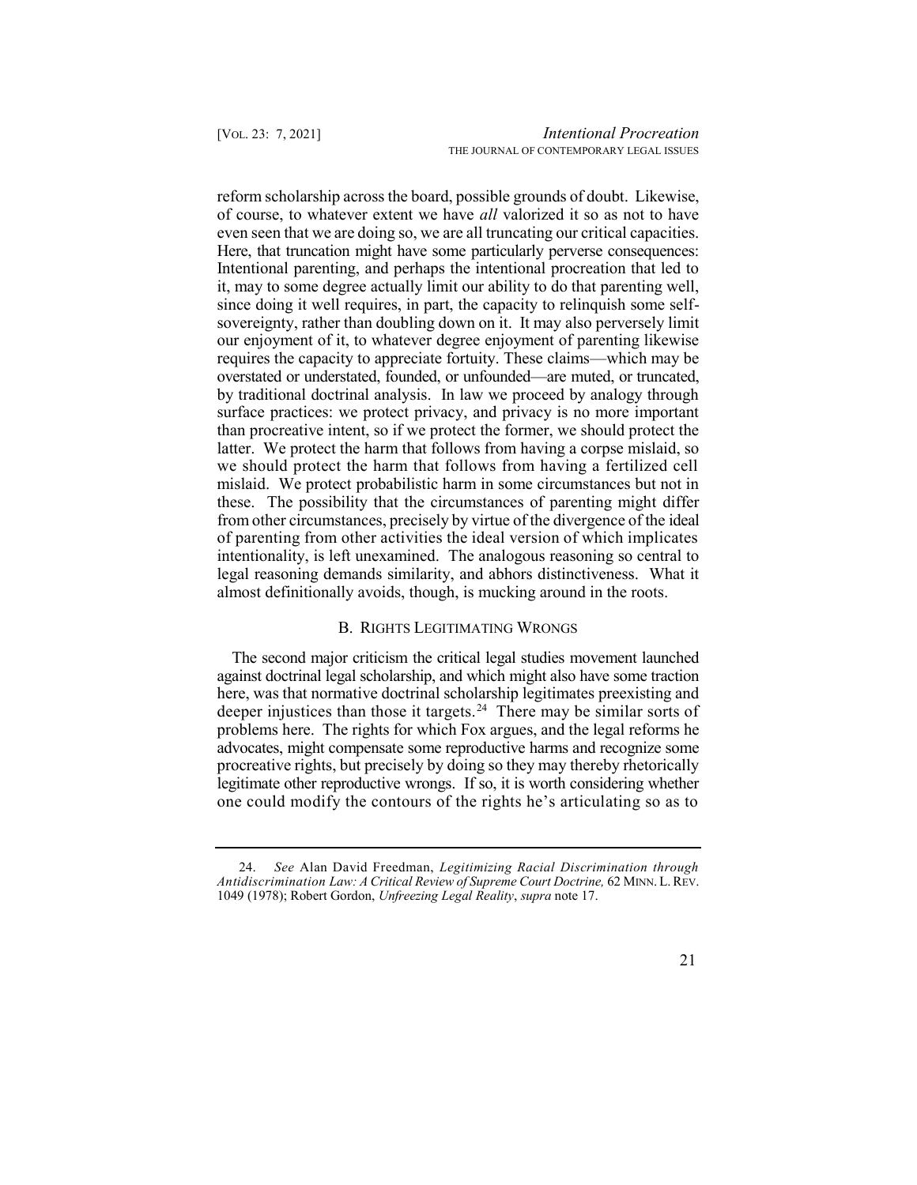reform scholarship across the board, possible grounds of doubt. Likewise, of course, to whatever extent we have *all* valorized it so as not to have even seen that we are doing so, we are all truncating our critical capacities. Here, that truncation might have some particularly perverse consequences: Intentional parenting, and perhaps the intentional procreation that led to it, may to some degree actually limit our ability to do that parenting well, since doing it well requires, in part, the capacity to relinquish some self-sovereignty, rather than doubling down on it. It may also perversely limit our enjoyment of it, to whatever degree enjoyment of parenting likewise requires the capacity to appreciate fortuity. These claims—which may be overstated or understated, founded, or unfounded—are muted, or truncated, by traditional doctrinal analysis. In law we proceed by analogy through surface practices: we protect privacy, and privacy is no more important than procreative intent, so if we protect the former, we should protect the latter. We protect the harm that follows from having a corpse mislaid, so we should protect the harm that follows from having a fertilized cell mislaid. We protect probabilistic harm in some circumstances but not in these. The possibility that the circumstances of parenting might differ from other circumstances, precisely by virtue of the divergence of the ideal of parenting from other activities the ideal version of which implicates intentionality, is left unexamined. The analogous reasoning so central to legal reasoning demands similarity, and abhors distinctiveness. What it almost definitionally avoids, though, is mucking around in the roots.

### B. Rights Legitimating Wrongs

The second major criticism the critical legal studies movement launched against doctrinal legal scholarship, and which might also have some traction here, was that normative doctrinal scholarship legitimates preexisting and deeper injustices than those it targets.[24] There may be similar sorts of problems here. The rights for which Fox argues, and the legal reforms he advocates, might compensate some reproductive harms and recognize some procreative rights, but precisely by doing so they may thereby rhetorically legitimate other reproductive wrongs. If so, it is worth considering whether one could modify the contours of the rights he's articulating so as to

---

24. *See* Alan David Freedman, *Legitimizing Racial Discrimination through Antidiscrimination Law: A Critical Review of Supreme Court Doctrine,* 62 MINN. L. REV. 1049 (1978); Robert Gordon, *Unfreezing Legal Reality*, *supra* note 17.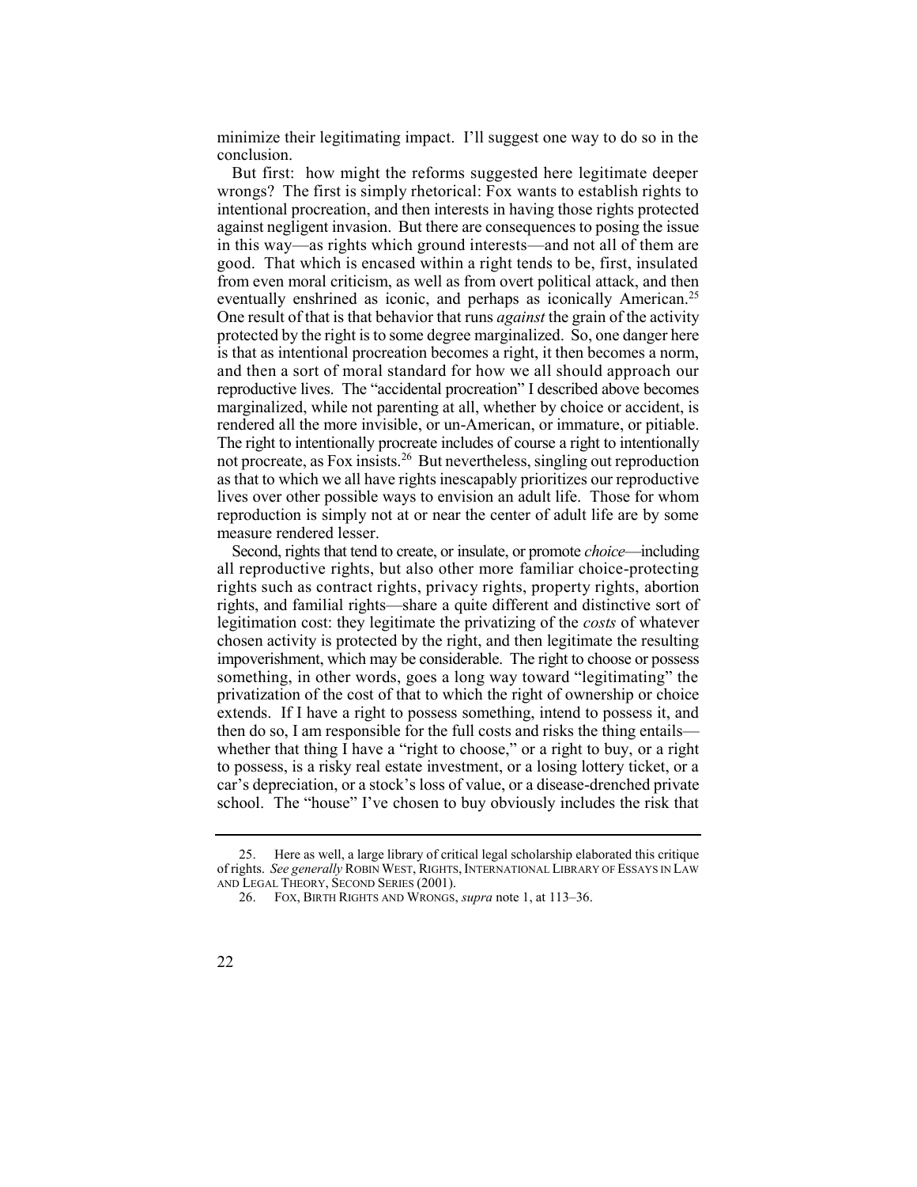minimize their legitimating impact. I'll suggest one way to do so in the conclusion.

But first: how might the reforms suggested here legitimate deeper wrongs? The first is simply rhetorical: Fox wants to establish rights to intentional procreation, and then interests in having those rights protected against negligent invasion. But there are consequences to posing the issue in this way—as rights which ground interests—and not all of them are good. That which is encased within a right tends to be, first, insulated from even moral criticism, as well as from overt political attack, and then eventually enshrined as iconic, and perhaps as iconically American.[25] One result of that is that behavior that runs *against* the grain of the activity protected by the right is to some degree marginalized. So, one danger here is that as intentional procreation becomes a right, it then becomes a norm, and then a sort of moral standard for how we all should approach our reproductive lives. The "accidental procreation" I described above becomes marginalized, while not parenting at all, whether by choice or accident, is rendered all the more invisible, or un-American, or immature, or pitiable. The right to intentionally procreate includes of course a right to intentionally not procreate, as Fox insists.[26] But nevertheless, singling out reproduction as that to which we all have rights inescapably prioritizes our reproductive lives over other possible ways to envision an adult life. Those for whom reproduction is simply not at or near the center of adult life are by some measure rendered lesser.

Second, rights that tend to create, or insulate, or promote *choice*—including all reproductive rights, but also other more familiar choice-protecting rights such as contract rights, privacy rights, property rights, abortion rights, and familial rights—share a quite different and distinctive sort of legitimation cost: they legitimate the privatizing of the *costs* of whatever chosen activity is protected by the right, and then legitimate the resulting impoverishment, which may be considerable. The right to choose or possess something, in other words, goes a long way toward "legitimating" the privatization of the cost of that to which the right of ownership or choice extends. If I have a right to possess something, intend to possess it, and then do so, I am responsible for the full costs and risks the thing entails—whether that thing I have a "right to choose," or a right to buy, or a right to possess, is a risky real estate investment, or a losing lottery ticket, or a car's depreciation, or a stock's loss of value, or a disease-drenched private school. The "house" I've chosen to buy obviously includes the risk that

25. Here as well, a large library of critical legal scholarship elaborated this critique of rights. *See generally* ROBIN WEST, RIGHTS, INTERNATIONAL LIBRARY OF ESSAYS IN LAW AND LEGAL THEORY, SECOND SERIES (2001).

26. FOX, BIRTH RIGHTS AND WRONGS, *supra* note 1, at 113–36.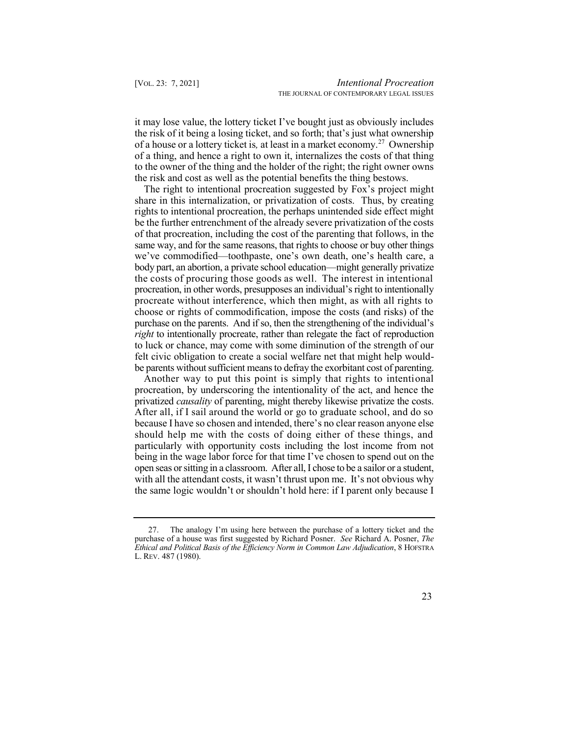it may lose value, the lottery ticket I've bought just as obviously includes the risk of it being a losing ticket, and so forth; that's just what ownership of a house or a lottery ticket is*,* at least in a market economy.[27] Ownership of a thing, and hence a right to own it, internalizes the costs of that thing to the owner of the thing and the holder of the right; the right owner owns the risk and cost as well as the potential benefits the thing bestows.

The right to intentional procreation suggested by Fox's project might share in this internalization, or privatization of costs. Thus, by creating rights to intentional procreation, the perhaps unintended side effect might be the further entrenchment of the already severe privatization of the costs of that procreation, including the cost of the parenting that follows, in the same way, and for the same reasons, that rights to choose or buy other things we've commodified—toothpaste, one's own death, one's health care, a body part, an abortion, a private school education—might generally privatize the costs of procuring those goods as well. The interest in intentional procreation, in other words, presupposes an individual's right to intentionally procreate without interference, which then might, as with all rights to choose or rights of commodification, impose the costs (and risks) of the purchase on the parents. And if so, then the strengthening of the individual's *right* to intentionally procreate, rather than relegate the fact of reproduction to luck or chance, may come with some diminution of the strength of our felt civic obligation to create a social welfare net that might help would-be parents without sufficient means to defray the exorbitant cost of parenting.

Another way to put this point is simply that rights to intentional procreation, by underscoring the intentionality of the act, and hence the privatized *causality* of parenting, might thereby likewise privatize the costs. After all, if I sail around the world or go to graduate school, and do so because I have so chosen and intended, there's no clear reason anyone else should help me with the costs of doing either of these things, and particularly with opportunity costs including the lost income from not being in the wage labor force for that time I've chosen to spend out on the open seas or sitting in a classroom. After all, I chose to be a sailor or a student, with all the attendant costs, it wasn't thrust upon me. It's not obvious why the same logic wouldn't or shouldn't hold here: if I parent only because I

---

27. The analogy I'm using here between the purchase of a lottery ticket and the purchase of a house was first suggested by Richard Posner. *See* Richard A. Posner, *The Ethical and Political Basis of the Efficiency Norm in Common Law Adjudication*, 8 HOFSTRA L. REV. 487 (1980).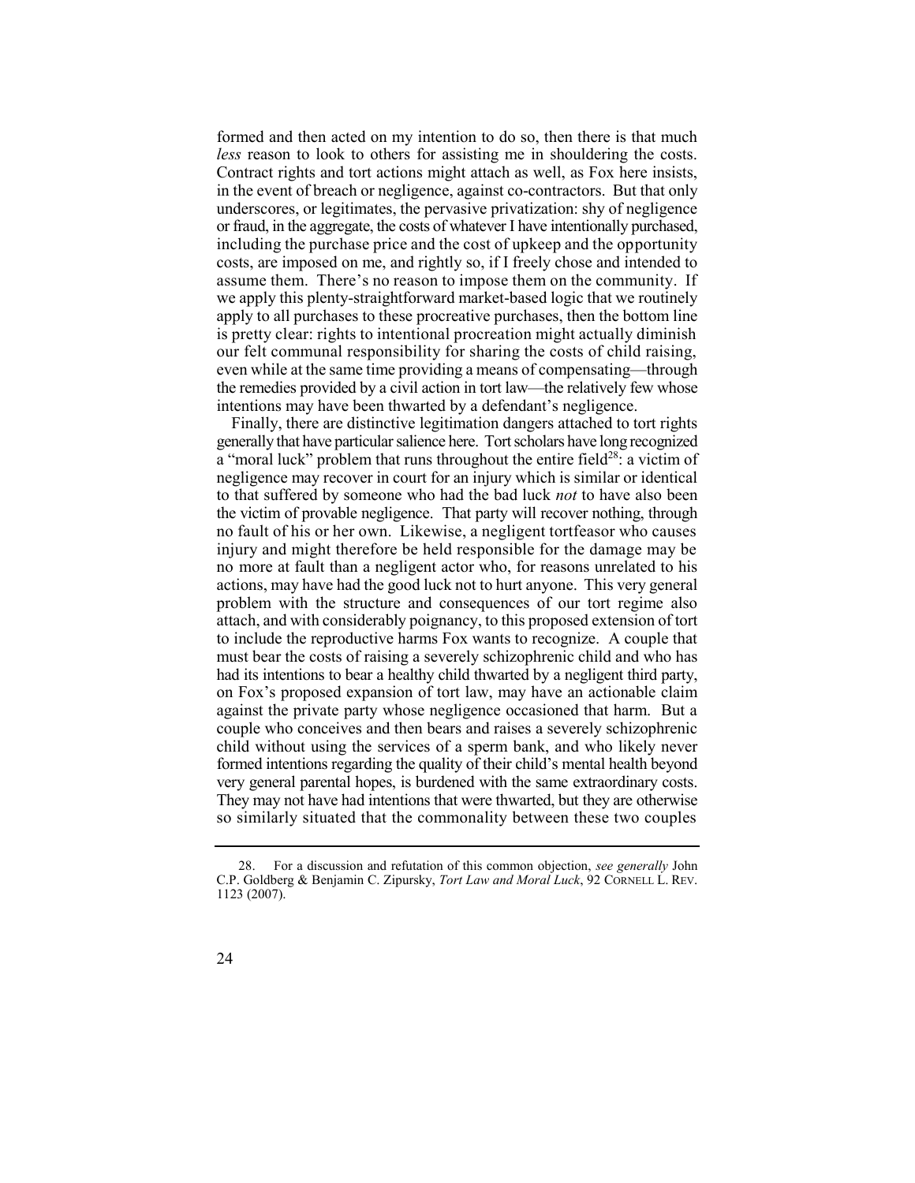formed and then acted on my intention to do so, then there is that much *less* reason to look to others for assisting me in shouldering the costs. Contract rights and tort actions might attach as well, as Fox here insists, in the event of breach or negligence, against co-contractors. But that only underscores, or legitimates, the pervasive privatization: shy of negligence or fraud, in the aggregate, the costs of whatever I have intentionally purchased, including the purchase price and the cost of upkeep and the opportunity costs, are imposed on me, and rightly so, if I freely chose and intended to assume them. There's no reason to impose them on the community. If we apply this plenty-straightforward market-based logic that we routinely apply to all purchases to these procreative purchases, then the bottom line is pretty clear: rights to intentional procreation might actually diminish our felt communal responsibility for sharing the costs of child raising, even while at the same time providing a means of compensating—through the remedies provided by a civil action in tort law—the relatively few whose intentions may have been thwarted by a defendant's negligence.

Finally, there are distinctive legitimation dangers attached to tort rights generally that have particular salience here. Tort scholars have long recognized a "moral luck" problem that runs throughout the entire field[28]: a victim of negligence may recover in court for an injury which is similar or identical to that suffered by someone who had the bad luck *not* to have also been the victim of provable negligence. That party will recover nothing, through no fault of his or her own. Likewise, a negligent tortfeasor who causes injury and might therefore be held responsible for the damage may be no more at fault than a negligent actor who, for reasons unrelated to his actions, may have had the good luck not to hurt anyone. This very general problem with the structure and consequences of our tort regime also attach, and with considerably poignancy, to this proposed extension of tort to include the reproductive harms Fox wants to recognize. A couple that must bear the costs of raising a severely schizophrenic child and who has had its intentions to bear a healthy child thwarted by a negligent third party, on Fox's proposed expansion of tort law, may have an actionable claim against the private party whose negligence occasioned that harm. But a couple who conceives and then bears and raises a severely schizophrenic child without using the services of a sperm bank, and who likely never formed intentions regarding the quality of their child's mental health beyond very general parental hopes, is burdened with the same extraordinary costs. They may not have had intentions that were thwarted, but they are otherwise so similarly situated that the commonality between these two couples

---

28. For a discussion and refutation of this common objection, *see generally* John C.P. Goldberg & Benjamin C. Zipursky, *Tort Law and Moral Luck*, 92 CORNELL L. REV. 1123 (2007).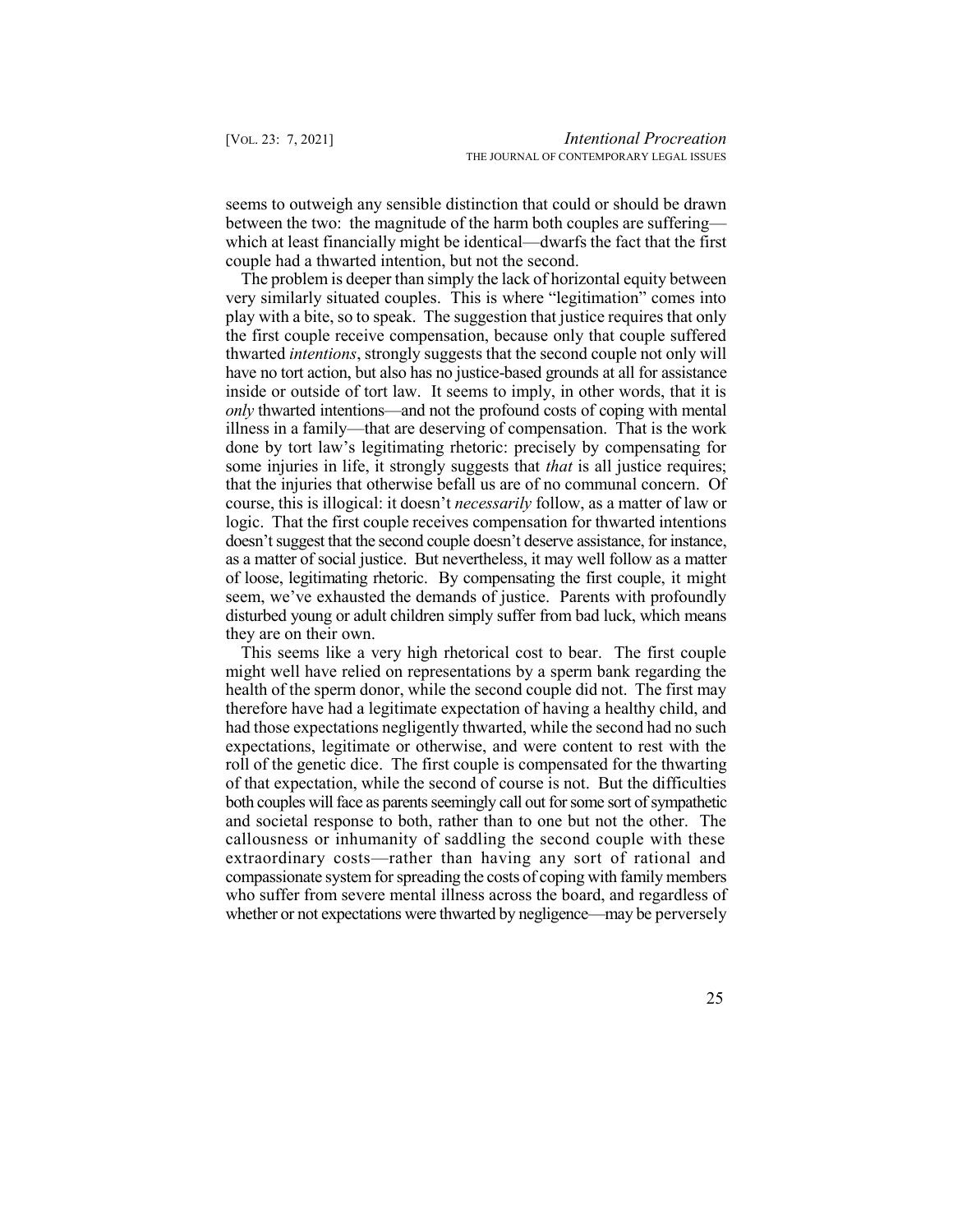seems to outweigh any sensible distinction that could or should be drawn between the two: the magnitude of the harm both couples are suffering—which at least financially might be identical—dwarfs the fact that the first couple had a thwarted intention, but not the second.

The problem is deeper than simply the lack of horizontal equity between very similarly situated couples. This is where "legitimation" comes into play with a bite, so to speak. The suggestion that justice requires that only the first couple receive compensation, because only that couple suffered thwarted *intentions*, strongly suggests that the second couple not only will have no tort action, but also has no justice-based grounds at all for assistance inside or outside of tort law. It seems to imply, in other words, that it is *only* thwarted intentions—and not the profound costs of coping with mental illness in a family—that are deserving of compensation. That is the work done by tort law's legitimating rhetoric: precisely by compensating for some injuries in life, it strongly suggests that *that* is all justice requires; that the injuries that otherwise befall us are of no communal concern. Of course, this is illogical: it doesn't *necessarily* follow, as a matter of law or logic. That the first couple receives compensation for thwarted intentions doesn't suggest that the second couple doesn't deserve assistance, for instance, as a matter of social justice. But nevertheless, it may well follow as a matter of loose, legitimating rhetoric. By compensating the first couple, it might seem, we've exhausted the demands of justice. Parents with profoundly disturbed young or adult children simply suffer from bad luck, which means they are on their own.

This seems like a very high rhetorical cost to bear. The first couple might well have relied on representations by a sperm bank regarding the health of the sperm donor, while the second couple did not. The first may therefore have had a legitimate expectation of having a healthy child, and had those expectations negligently thwarted, while the second had no such expectations, legitimate or otherwise, and were content to rest with the roll of the genetic dice. The first couple is compensated for the thwarting of that expectation, while the second of course is not. But the difficulties both couples will face as parents seemingly call out for some sort of sympathetic and societal response to both, rather than to one but not the other. The callousness or inhumanity of saddling the second couple with these extraordinary costs—rather than having any sort of rational and compassionate system for spreading the costs of coping with family members who suffer from severe mental illness across the board, and regardless of whether or not expectations were thwarted by negligence—may be perversely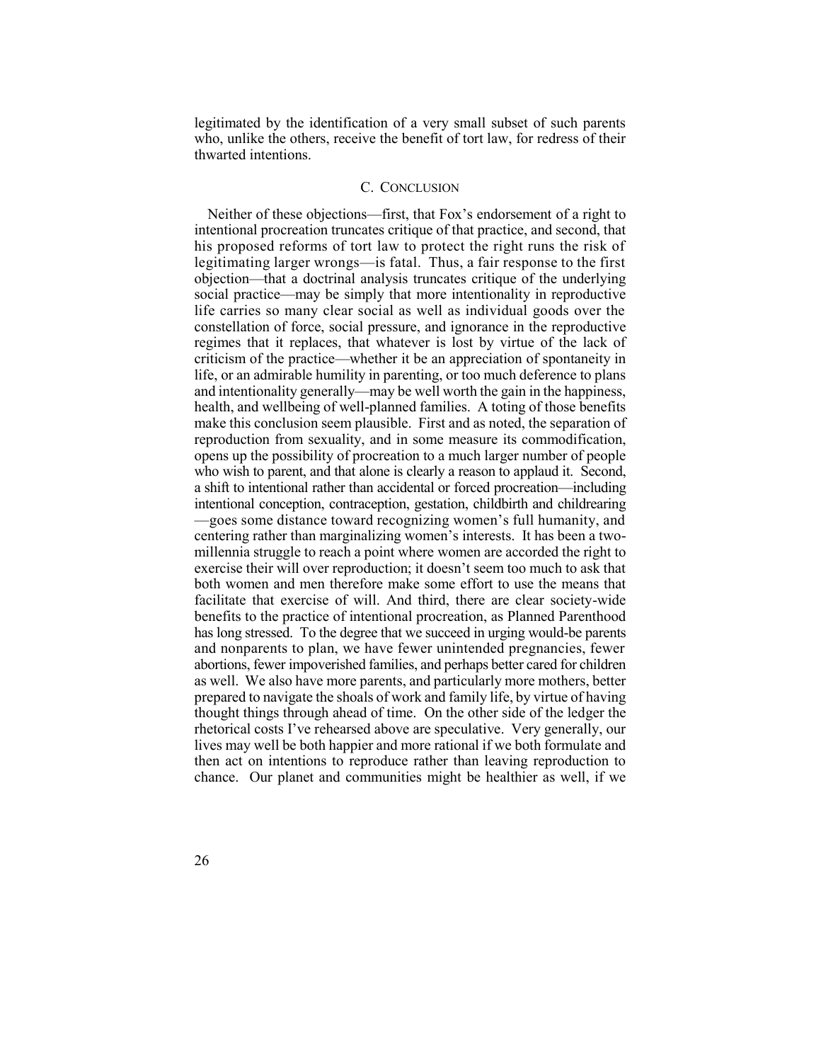legitimated by the identification of a very small subset of such parents who, unlike the others, receive the benefit of tort law, for redress of their thwarted intentions.

### C. CONCLUSION

Neither of these objections—first, that Fox's endorsement of a right to intentional procreation truncates critique of that practice, and second, that his proposed reforms of tort law to protect the right runs the risk of legitimating larger wrongs—is fatal. Thus, a fair response to the first objection—that a doctrinal analysis truncates critique of the underlying social practice—may be simply that more intentionality in reproductive life carries so many clear social as well as individual goods over the constellation of force, social pressure, and ignorance in the reproductive regimes that it replaces, that whatever is lost by virtue of the lack of criticism of the practice—whether it be an appreciation of spontaneity in life, or an admirable humility in parenting, or too much deference to plans and intentionality generally—may be well worth the gain in the happiness, health, and wellbeing of well-planned families. A toting of those benefits make this conclusion seem plausible. First and as noted, the separation of reproduction from sexuality, and in some measure its commodification, opens up the possibility of procreation to a much larger number of people who wish to parent, and that alone is clearly a reason to applaud it. Second, a shift to intentional rather than accidental or forced procreation—including intentional conception, contraception, gestation, childbirth and childrearing—goes some distance toward recognizing women's full humanity, and centering rather than marginalizing women's interests. It has been a two-millennia struggle to reach a point where women are accorded the right to exercise their will over reproduction; it doesn't seem too much to ask that both women and men therefore make some effort to use the means that facilitate that exercise of will. And third, there are clear society-wide benefits to the practice of intentional procreation, as Planned Parenthood has long stressed. To the degree that we succeed in urging would-be parents and nonparents to plan, we have fewer unintended pregnancies, fewer abortions, fewer impoverished families, and perhaps better cared for children as well. We also have more parents, and particularly more mothers, better prepared to navigate the shoals of work and family life, by virtue of having thought things through ahead of time. On the other side of the ledger the rhetorical costs I've rehearsed above are speculative. Very generally, our lives may well be both happier and more rational if we both formulate and then act on intentions to reproduce rather than leaving reproduction to chance. Our planet and communities might be healthier as well, if we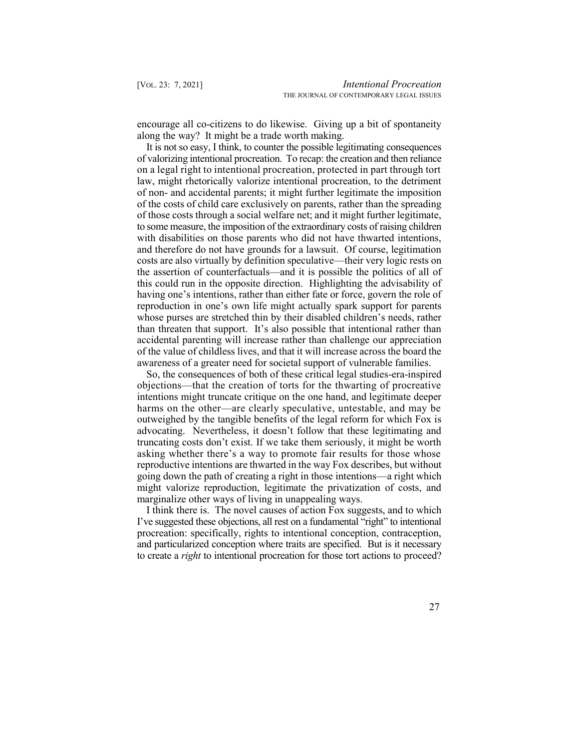encourage all co-citizens to do likewise. Giving up a bit of spontaneity along the way? It might be a trade worth making.

It is not so easy, I think, to counter the possible legitimating consequences of valorizing intentional procreation. To recap: the creation and then reliance on a legal right to intentional procreation, protected in part through tort law, might rhetorically valorize intentional procreation, to the detriment of non- and accidental parents; it might further legitimate the imposition of the costs of child care exclusively on parents, rather than the spreading of those costs through a social welfare net; and it might further legitimate, to some measure, the imposition of the extraordinary costs of raising children with disabilities on those parents who did not have thwarted intentions, and therefore do not have grounds for a lawsuit. Of course, legitimation costs are also virtually by definition speculative—their very logic rests on the assertion of counterfactuals—and it is possible the politics of all of this could run in the opposite direction. Highlighting the advisability of having one's intentions, rather than either fate or force, govern the role of reproduction in one's own life might actually spark support for parents whose purses are stretched thin by their disabled children's needs, rather than threaten that support. It's also possible that intentional rather than accidental parenting will increase rather than challenge our appreciation of the value of childless lives, and that it will increase across the board the awareness of a greater need for societal support of vulnerable families.

So, the consequences of both of these critical legal studies-era-inspired objections—that the creation of torts for the thwarting of procreative intentions might truncate critique on the one hand, and legitimate deeper harms on the other—are clearly speculative, untestable, and may be outweighed by the tangible benefits of the legal reform for which Fox is advocating. Nevertheless, it doesn't follow that these legitimating and truncating costs don't exist. If we take them seriously, it might be worth asking whether there's a way to promote fair results for those whose reproductive intentions are thwarted in the way Fox describes, but without going down the path of creating a right in those intentions—a right which might valorize reproduction, legitimate the privatization of costs, and marginalize other ways of living in unappealing ways.

I think there is. The novel causes of action Fox suggests, and to which I've suggested these objections, all rest on a fundamental "right" to intentional procreation: specifically, rights to intentional conception, contraception, and particularized conception where traits are specified. But is it necessary to create a *right* to intentional procreation for those tort actions to proceed?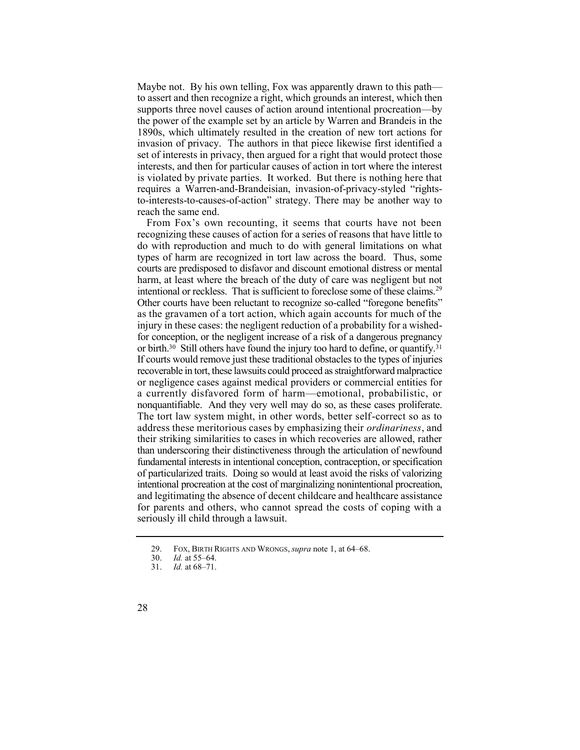Maybe not. By his own telling, Fox was apparently drawn to this path—to assert and then recognize a right, which grounds an interest, which then supports three novel causes of action around intentional procreation—by the power of the example set by an article by Warren and Brandeis in the 1890s, which ultimately resulted in the creation of new tort actions for invasion of privacy. The authors in that piece likewise first identified a set of interests in privacy, then argued for a right that would protect those interests, and then for particular causes of action in tort where the interest is violated by private parties. It worked. But there is nothing here that requires a Warren-and-Brandeisian, invasion-of-privacy-styled "rights-to-interests-to-causes-of-action" strategy. There may be another way to reach the same end.

From Fox's own recounting, it seems that courts have not been recognizing these causes of action for a series of reasons that have little to do with reproduction and much to do with general limitations on what types of harm are recognized in tort law across the board. Thus, some courts are predisposed to disfavor and discount emotional distress or mental harm, at least where the breach of the duty of care was negligent but not intentional or reckless. That is sufficient to foreclose some of these claims.[29] Other courts have been reluctant to recognize so-called "foregone benefits" as the gravamen of a tort action, which again accounts for much of the injury in these cases: the negligent reduction of a probability for a wished-for conception, or the negligent increase of a risk of a dangerous pregnancy or birth.[30] Still others have found the injury too hard to define, or quantify.[31] If courts would remove just these traditional obstacles to the types of injuries recoverable in tort, these lawsuits could proceed as straightforward malpractice or negligence cases against medical providers or commercial entities for a currently disfavored form of harm—emotional, probabilistic, or nonquantifiable. And they very well may do so, as these cases proliferate. The tort law system might, in other words, better self-correct so as to address these meritorious cases by emphasizing their *ordinariness*, and their striking similarities to cases in which recoveries are allowed, rather than underscoring their distinctiveness through the articulation of newfound fundamental interests in intentional conception, contraception, or specification of particularized traits. Doing so would at least avoid the risks of valorizing intentional procreation at the cost of marginalizing nonintentional procreation, and legitimating the absence of decent childcare and healthcare assistance for parents and others, who cannot spread the costs of coping with a seriously ill child through a lawsuit.

---

29. FOX, BIRTH RIGHTS AND WRONGS, *supra* note 1, at 64–68.
30. *Id.* at 55–64.
31. *Id.* at 68–71.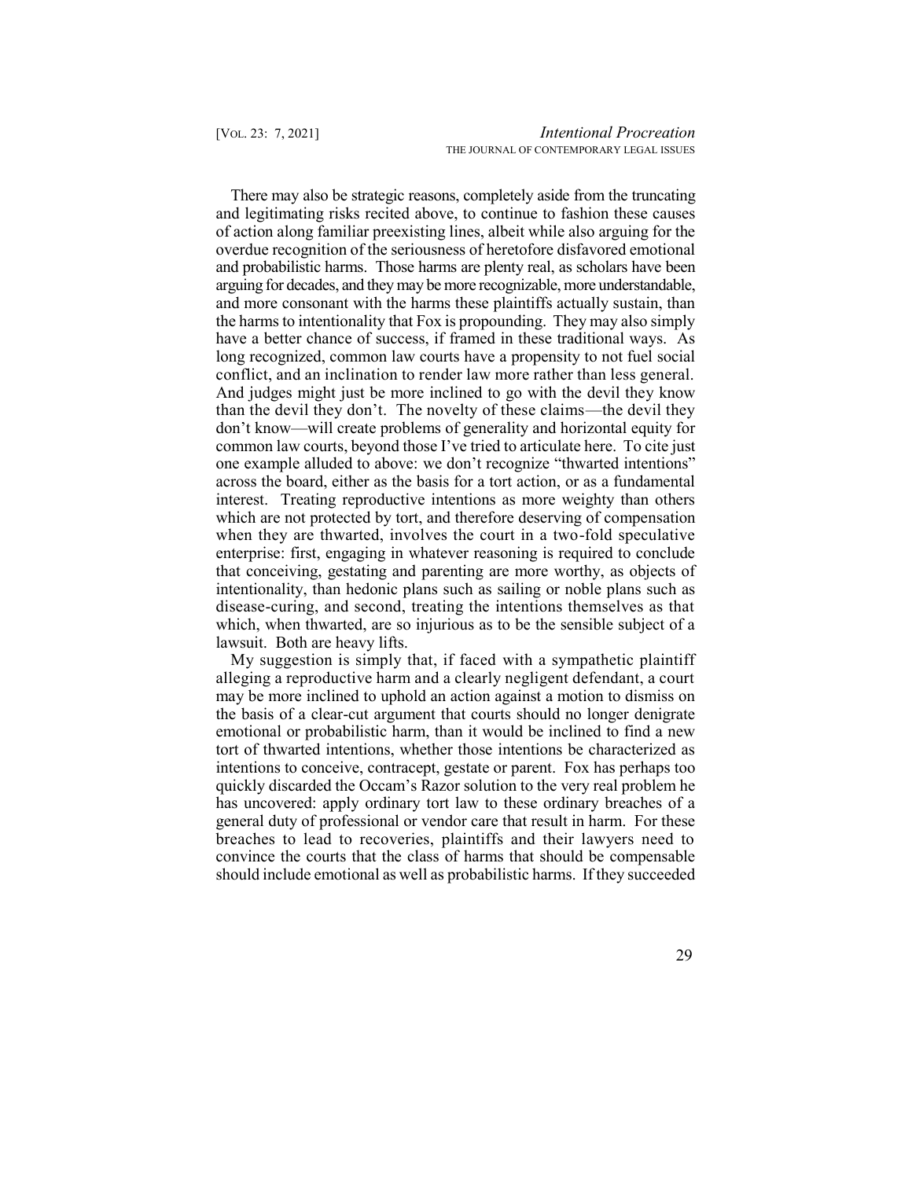There may also be strategic reasons, completely aside from the truncating and legitimating risks recited above, to continue to fashion these causes of action along familiar preexisting lines, albeit while also arguing for the overdue recognition of the seriousness of heretofore disfavored emotional and probabilistic harms. Those harms are plenty real, as scholars have been arguing for decades, and they may be more recognizable, more understandable, and more consonant with the harms these plaintiffs actually sustain, than the harms to intentionality that Fox is propounding. They may also simply have a better chance of success, if framed in these traditional ways. As long recognized, common law courts have a propensity to not fuel social conflict, and an inclination to render law more rather than less general. And judges might just be more inclined to go with the devil they know than the devil they don't. The novelty of these claims—the devil they don't know—will create problems of generality and horizontal equity for common law courts, beyond those I've tried to articulate here. To cite just one example alluded to above: we don't recognize "thwarted intentions" across the board, either as the basis for a tort action, or as a fundamental interest. Treating reproductive intentions as more weighty than others which are not protected by tort, and therefore deserving of compensation when they are thwarted, involves the court in a two-fold speculative enterprise: first, engaging in whatever reasoning is required to conclude that conceiving, gestating and parenting are more worthy, as objects of intentionality, than hedonic plans such as sailing or noble plans such as disease-curing, and second, treating the intentions themselves as that which, when thwarted, are so injurious as to be the sensible subject of a lawsuit. Both are heavy lifts.

My suggestion is simply that, if faced with a sympathetic plaintiff alleging a reproductive harm and a clearly negligent defendant, a court may be more inclined to uphold an action against a motion to dismiss on the basis of a clear-cut argument that courts should no longer denigrate emotional or probabilistic harm, than it would be inclined to find a new tort of thwarted intentions, whether those intentions be characterized as intentions to conceive, contracept, gestate or parent. Fox has perhaps too quickly discarded the Occam's Razor solution to the very real problem he has uncovered: apply ordinary tort law to these ordinary breaches of a general duty of professional or vendor care that result in harm. For these breaches to lead to recoveries, plaintiffs and their lawyers need to convince the courts that the class of harms that should be compensable should include emotional as well as probabilistic harms. If they succeeded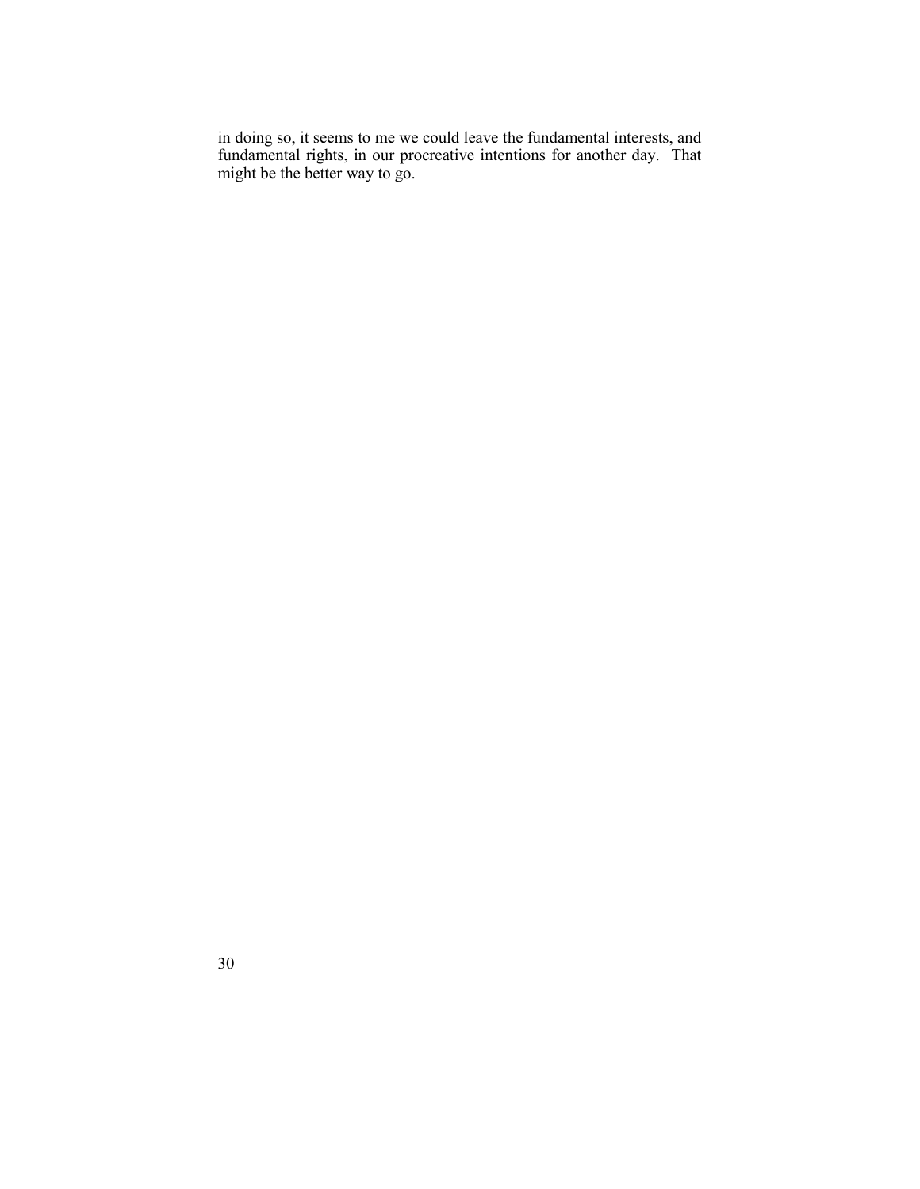in doing so, it seems to me we could leave the fundamental interests, and fundamental rights, in our procreative intentions for another day. That might be the better way to go.